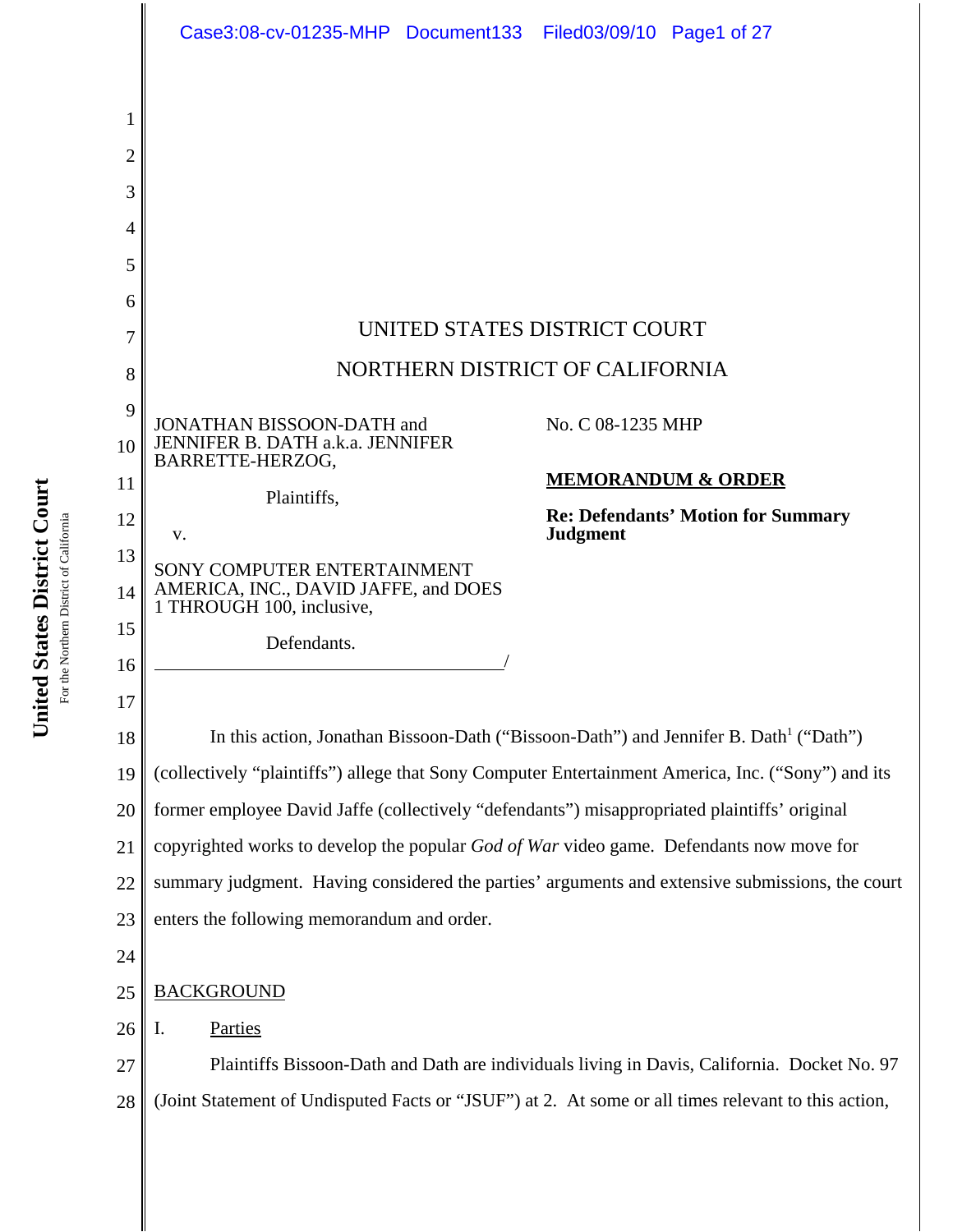UNITED STATES DISTRICT COURT

NORTHERN DISTRICT OF CALIFORNIA

JONATHAN BISSOON-DATH and JENNIFER B. DATH a.k.a. JENNIFER BARRETTE-HERZOG,

Plaintiffs,

v.

SONY COMPUTER ENTERTAINMENT AMERICA, INC., DAVID JAFFE, and DOES 1 THROUGH 100, inclusive,

Defendants.

No. C 08-1235 MHP

**MEMORANDUM & ORDER**

**Re: Defendants' Motion for Summary Judgment**

In this action, Jonathan Bissoon-Dath ("Bissoon-Dath") and Jennifer B. Dath[1] ("Dath") (collectively "plaintiffs") allege that Sony Computer Entertainment America, Inc. ("Sony") and its former employee David Jaffe (collectively "defendants") misappropriated plaintiffs' original copyrighted works to develop the popular *God of War* video game. Defendants now move for summary judgment. Having considered the parties' arguments and extensive submissions, the court enters the following memorandum and order.

BACKGROUND

I. Parties

Plaintiffs Bissoon-Dath and Dath are individuals living in Davis, California. Docket No. 97 (Joint Statement of Undisputed Facts or "JSUF") at 2. At some or all times relevant to this action,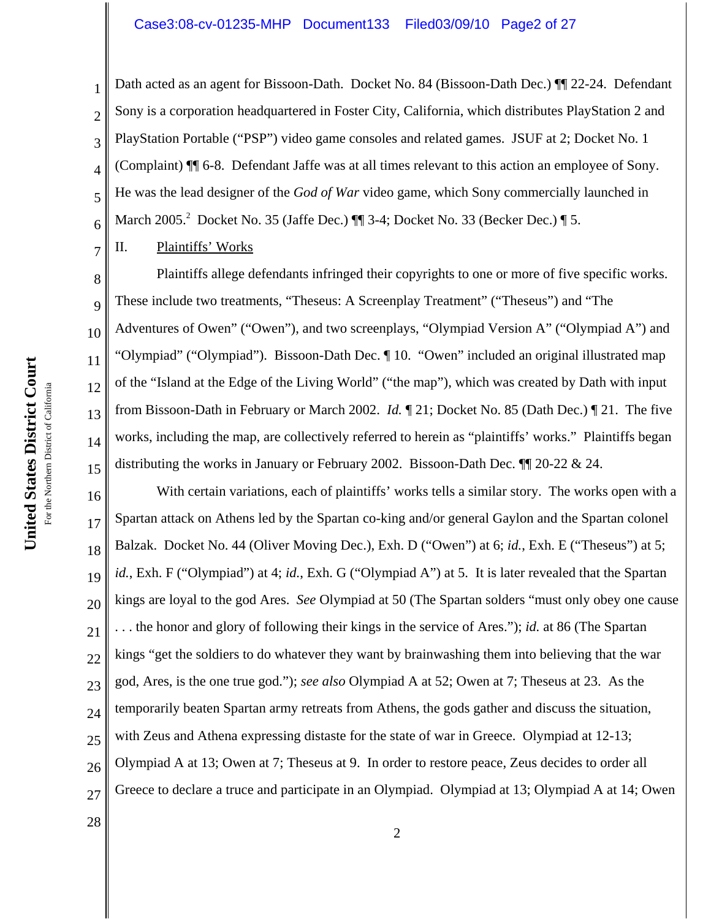Dath acted as an agent for Bissoon-Dath. Docket No. 84 (Bissoon-Dath Dec.) ¶¶ 22-24. Defendant Sony is a corporation headquartered in Foster City, California, which distributes PlayStation 2 and PlayStation Portable ("PSP") video game consoles and related games. JSUF at 2; Docket No. 1 (Complaint) ¶¶ 6-8. Defendant Jaffe was at all times relevant to this action an employee of Sony. He was the lead designer of the *God of War* video game, which Sony commercially launched in March 2005.[2] Docket No. 35 (Jaffe Dec.) ¶¶ 3-4; Docket No. 33 (Becker Dec.) ¶ 5.

## II. Plaintiffs' Works

Plaintiffs allege defendants infringed their copyrights to one or more of five specific works. These include two treatments, "Theseus: A Screenplay Treatment" ("Theseus") and "The Adventures of Owen" ("Owen"), and two screenplays, "Olympiad Version A" ("Olympiad A") and "Olympiad" ("Olympiad"). Bissoon-Dath Dec. ¶ 10. "Owen" included an original illustrated map of the "Island at the Edge of the Living World" ("the map"), which was created by Dath with input from Bissoon-Dath in February or March 2002. *Id.* ¶ 21; Docket No. 85 (Dath Dec.) ¶ 21. The five works, including the map, are collectively referred to herein as "plaintiffs' works." Plaintiffs began distributing the works in January or February 2002. Bissoon-Dath Dec. ¶¶ 20-22 & 24.

With certain variations, each of plaintiffs' works tells a similar story. The works open with a Spartan attack on Athens led by the Spartan co-king and/or general Gaylon and the Spartan colonel Balzak. Docket No. 44 (Oliver Moving Dec.), Exh. D ("Owen") at 6; *id.*, Exh. E ("Theseus") at 5; *id.*, Exh. F ("Olympiad") at 4; *id.*, Exh. G ("Olympiad A") at 5. It is later revealed that the Spartan kings are loyal to the god Ares. *See* Olympiad at 50 (The Spartan solders "must only obey one cause . . . the honor and glory of following their kings in the service of Ares."); *id.* at 86 (The Spartan kings "get the soldiers to do whatever they want by brainwashing them into believing that the war god, Ares, is the one true god."); *see also* Olympiad A at 52; Owen at 7; Theseus at 23. As the temporarily beaten Spartan army retreats from Athens, the gods gather and discuss the situation, with Zeus and Athena expressing distaste for the state of war in Greece. Olympiad at 12-13; Olympiad A at 13; Owen at 7; Theseus at 9. In order to restore peace, Zeus decides to order all Greece to declare a truce and participate in an Olympiad. Olympiad at 13; Olympiad A at 14; Owen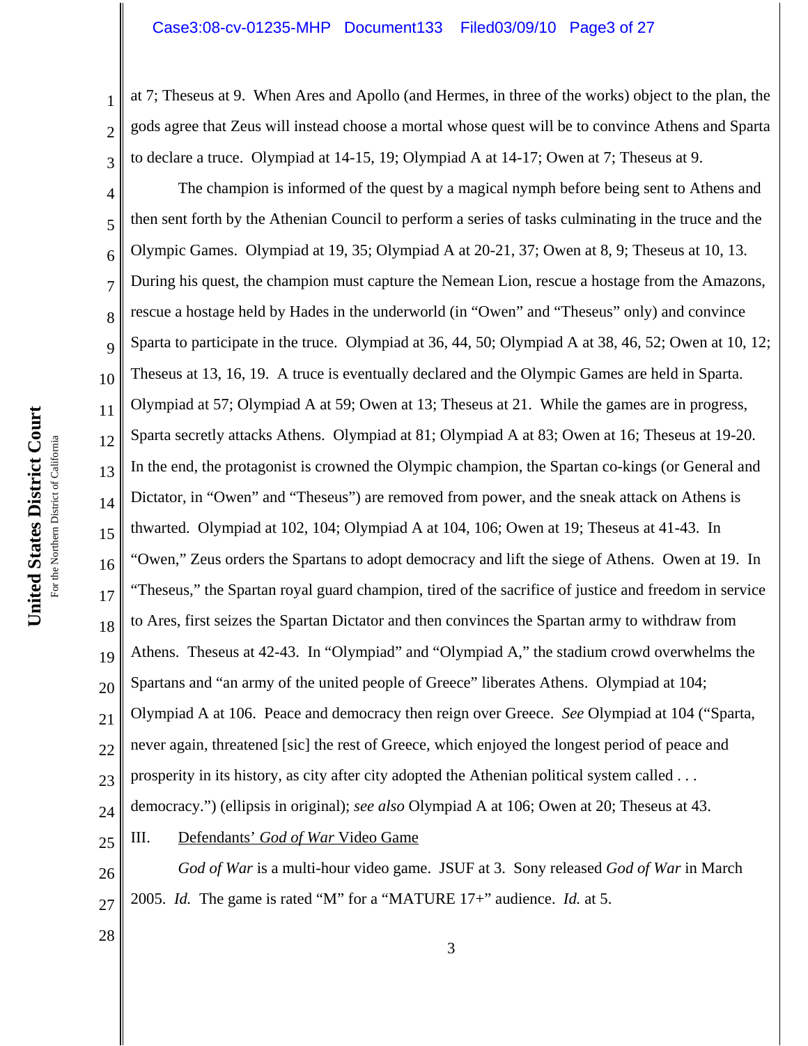at 7; Theseus at 9. When Ares and Apollo (and Hermes, in three of the works) object to the plan, the gods agree that Zeus will instead choose a mortal whose quest will be to convince Athens and Sparta to declare a truce. Olympiad at 14-15, 19; Olympiad A at 14-17; Owen at 7; Theseus at 9.

The champion is informed of the quest by a magical nymph before being sent to Athens and then sent forth by the Athenian Council to perform a series of tasks culminating in the truce and the Olympic Games. Olympiad at 19, 35; Olympiad A at 20-21, 37; Owen at 8, 9; Theseus at 10, 13. During his quest, the champion must capture the Nemean Lion, rescue a hostage from the Amazons, rescue a hostage held by Hades in the underworld (in "Owen" and "Theseus" only) and convince Sparta to participate in the truce. Olympiad at 36, 44, 50; Olympiad A at 38, 46, 52; Owen at 10, 12; Theseus at 13, 16, 19. A truce is eventually declared and the Olympic Games are held in Sparta. Olympiad at 57; Olympiad A at 59; Owen at 13; Theseus at 21. While the games are in progress, Sparta secretly attacks Athens. Olympiad at 81; Olympiad A at 83; Owen at 16; Theseus at 19-20. In the end, the protagonist is crowned the Olympic champion, the Spartan co-kings (or General and Dictator, in "Owen" and "Theseus") are removed from power, and the sneak attack on Athens is thwarted. Olympiad at 102, 104; Olympiad A at 104, 106; Owen at 19; Theseus at 41-43. In "Owen," Zeus orders the Spartans to adopt democracy and lift the siege of Athens. Owen at 19. In "Theseus," the Spartan royal guard champion, tired of the sacrifice of justice and freedom in service to Ares, first seizes the Spartan Dictator and then convinces the Spartan army to withdraw from Athens. Theseus at 42-43. In "Olympiad" and "Olympiad A," the stadium crowd overwhelms the Spartans and "an army of the united people of Greece" liberates Athens. Olympiad at 104; Olympiad A at 106. Peace and democracy then reign over Greece. *See* Olympiad at 104 ("Sparta, never again, threatened [sic] the rest of Greece, which enjoyed the longest period of peace and prosperity in its history, as city after city adopted the Athenian political system called . . . democracy.") (ellipsis in original); *see also* Olympiad A at 106; Owen at 20; Theseus at 43.

## III. Defendants' *God of War* Video Game

*God of War* is a multi-hour video game. JSUF at 3. Sony released *God of War* in March 2005. *Id.* The game is rated "M" for a "MATURE 17+" audience. *Id.* at 5.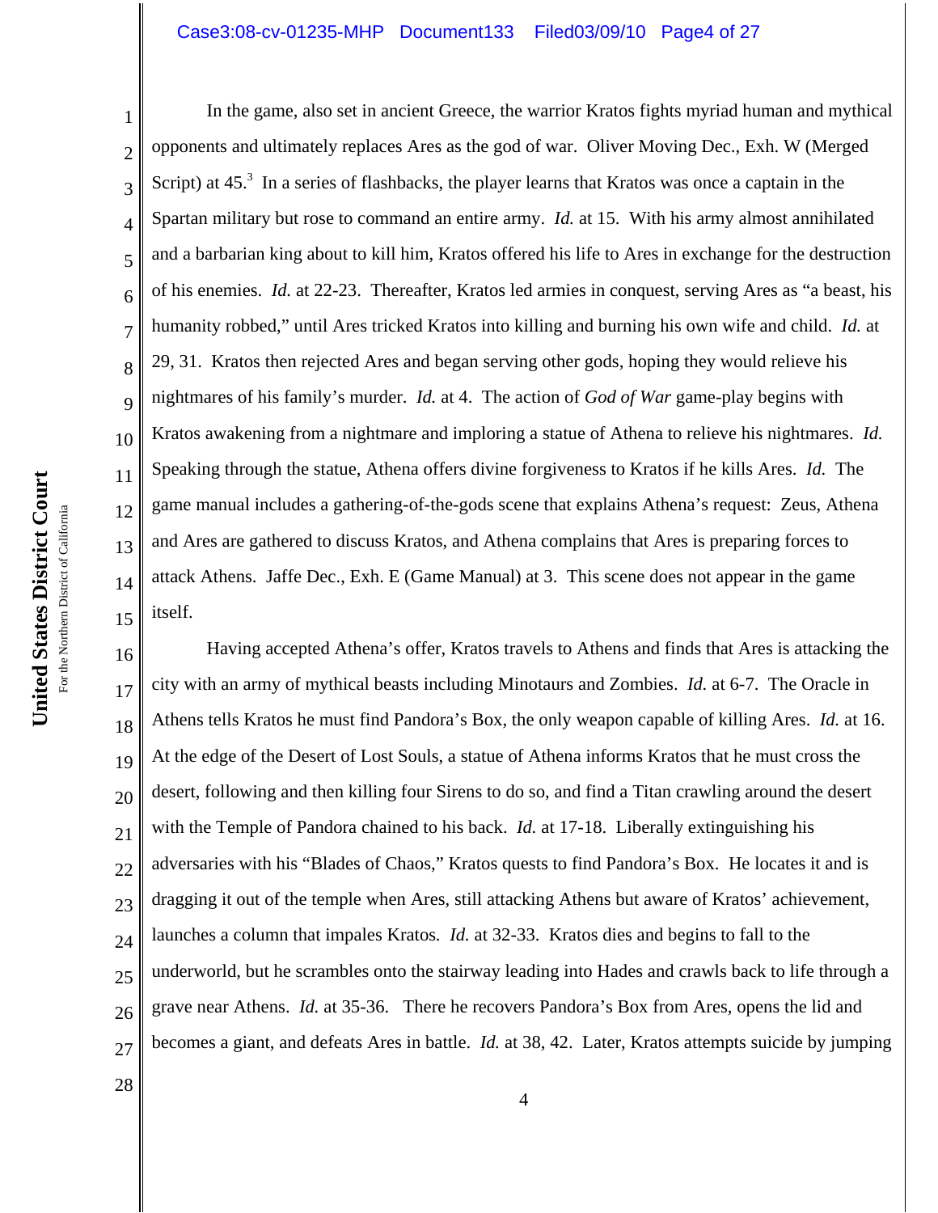In the game, also set in ancient Greece, the warrior Kratos fights myriad human and mythical opponents and ultimately replaces Ares as the god of war. Oliver Moving Dec., Exh. W (Merged Script) at 45.[3] In a series of flashbacks, the player learns that Kratos was once a captain in the Spartan military but rose to command an entire army. *Id.* at 15. With his army almost annihilated and a barbarian king about to kill him, Kratos offered his life to Ares in exchange for the destruction of his enemies. *Id.* at 22-23. Thereafter, Kratos led armies in conquest, serving Ares as "a beast, his humanity robbed," until Ares tricked Kratos into killing and burning his own wife and child. *Id.* at 29, 31. Kratos then rejected Ares and began serving other gods, hoping they would relieve his nightmares of his family's murder. *Id.* at 4. The action of *God of War* game-play begins with Kratos awakening from a nightmare and imploring a statue of Athena to relieve his nightmares. *Id.* Speaking through the statue, Athena offers divine forgiveness to Kratos if he kills Ares. *Id.* The game manual includes a gathering-of-the-gods scene that explains Athena's request: Zeus, Athena and Ares are gathered to discuss Kratos, and Athena complains that Ares is preparing forces to attack Athens. Jaffe Dec., Exh. E (Game Manual) at 3. This scene does not appear in the game itself.

Having accepted Athena's offer, Kratos travels to Athens and finds that Ares is attacking the city with an army of mythical beasts including Minotaurs and Zombies. *Id.* at 6-7. The Oracle in Athens tells Kratos he must find Pandora's Box, the only weapon capable of killing Ares. *Id.* at 16. At the edge of the Desert of Lost Souls, a statue of Athena informs Kratos that he must cross the desert, following and then killing four Sirens to do so, and find a Titan crawling around the desert with the Temple of Pandora chained to his back. *Id.* at 17-18. Liberally extinguishing his adversaries with his "Blades of Chaos," Kratos quests to find Pandora's Box. He locates it and is dragging it out of the temple when Ares, still attacking Athens but aware of Kratos' achievement, launches a column that impales Kratos. *Id.* at 32-33. Kratos dies and begins to fall to the underworld, but he scrambles onto the stairway leading into Hades and crawls back to life through a grave near Athens. *Id.* at 35-36. There he recovers Pandora's Box from Ares, opens the lid and becomes a giant, and defeats Ares in battle. *Id.* at 38, 42. Later, Kratos attempts suicide by jumping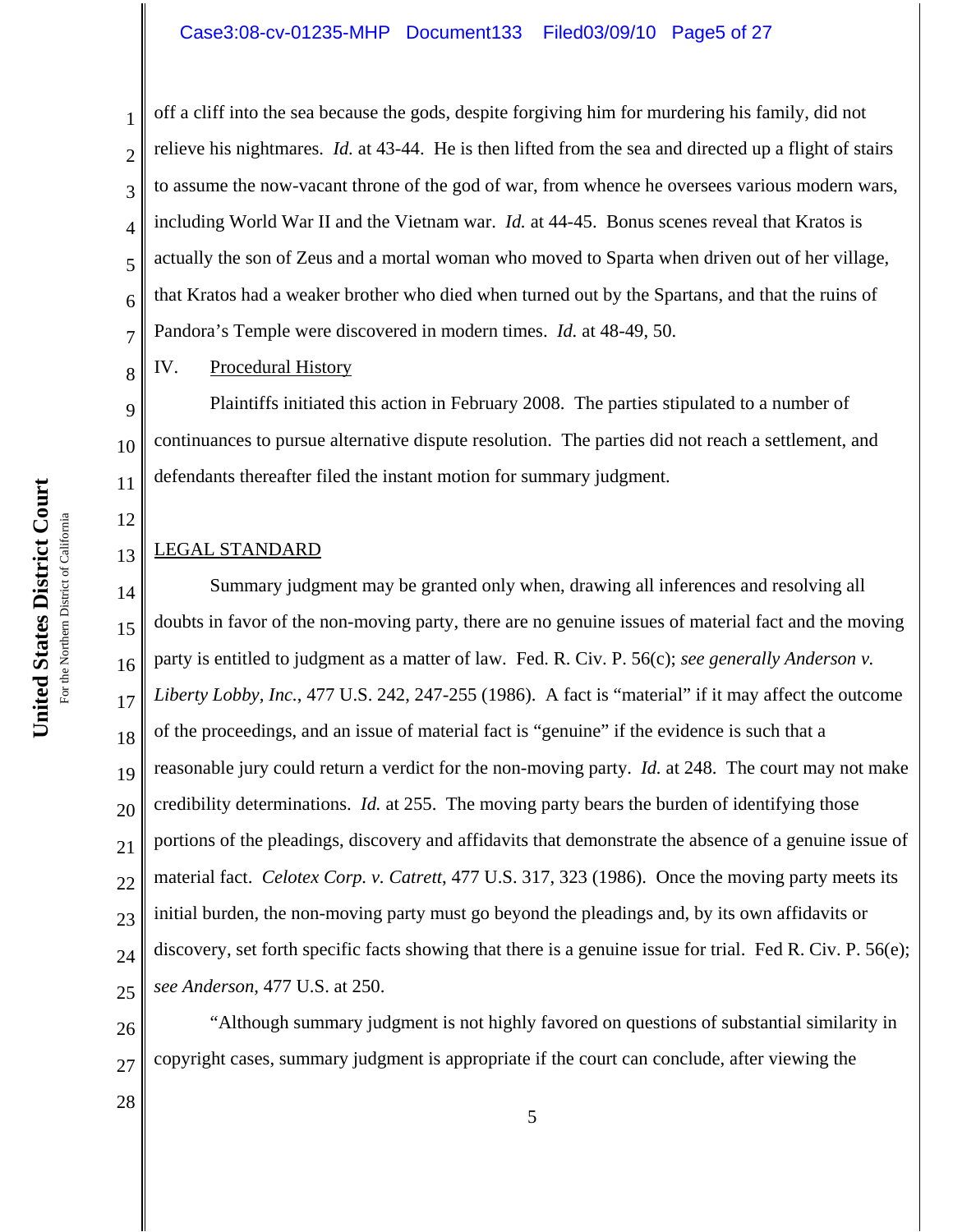off a cliff into the sea because the gods, despite forgiving him for murdering his family, did not relieve his nightmares. *Id.* at 43-44. He is then lifted from the sea and directed up a flight of stairs to assume the now-vacant throne of the god of war, from whence he oversees various modern wars, including World War II and the Vietnam war. *Id.* at 44-45. Bonus scenes reveal that Kratos is actually the son of Zeus and a mortal woman who moved to Sparta when driven out of her village, that Kratos had a weaker brother who died when turned out by the Spartans, and that the ruins of Pandora's Temple were discovered in modern times. *Id.* at 48-49, 50.

IV. Procedural History

Plaintiffs initiated this action in February 2008. The parties stipulated to a number of continuances to pursue alternative dispute resolution. The parties did not reach a settlement, and defendants thereafter filed the instant motion for summary judgment.

## LEGAL STANDARD

Summary judgment may be granted only when, drawing all inferences and resolving all doubts in favor of the non-moving party, there are no genuine issues of material fact and the moving party is entitled to judgment as a matter of law. Fed. R. Civ. P. 56(c); *see generally Anderson v. Liberty Lobby, Inc.*, 477 U.S. 242, 247-255 (1986). A fact is "material" if it may affect the outcome of the proceedings, and an issue of material fact is "genuine" if the evidence is such that a reasonable jury could return a verdict for the non-moving party. *Id.* at 248. The court may not make credibility determinations. *Id.* at 255. The moving party bears the burden of identifying those portions of the pleadings, discovery and affidavits that demonstrate the absence of a genuine issue of material fact. *Celotex Corp. v. Catrett*, 477 U.S. 317, 323 (1986). Once the moving party meets its initial burden, the non-moving party must go beyond the pleadings and, by its own affidavits or discovery, set forth specific facts showing that there is a genuine issue for trial. Fed R. Civ. P. 56(e); *see Anderson*, 477 U.S. at 250.

"Although summary judgment is not highly favored on questions of substantial similarity in copyright cases, summary judgment is appropriate if the court can conclude, after viewing the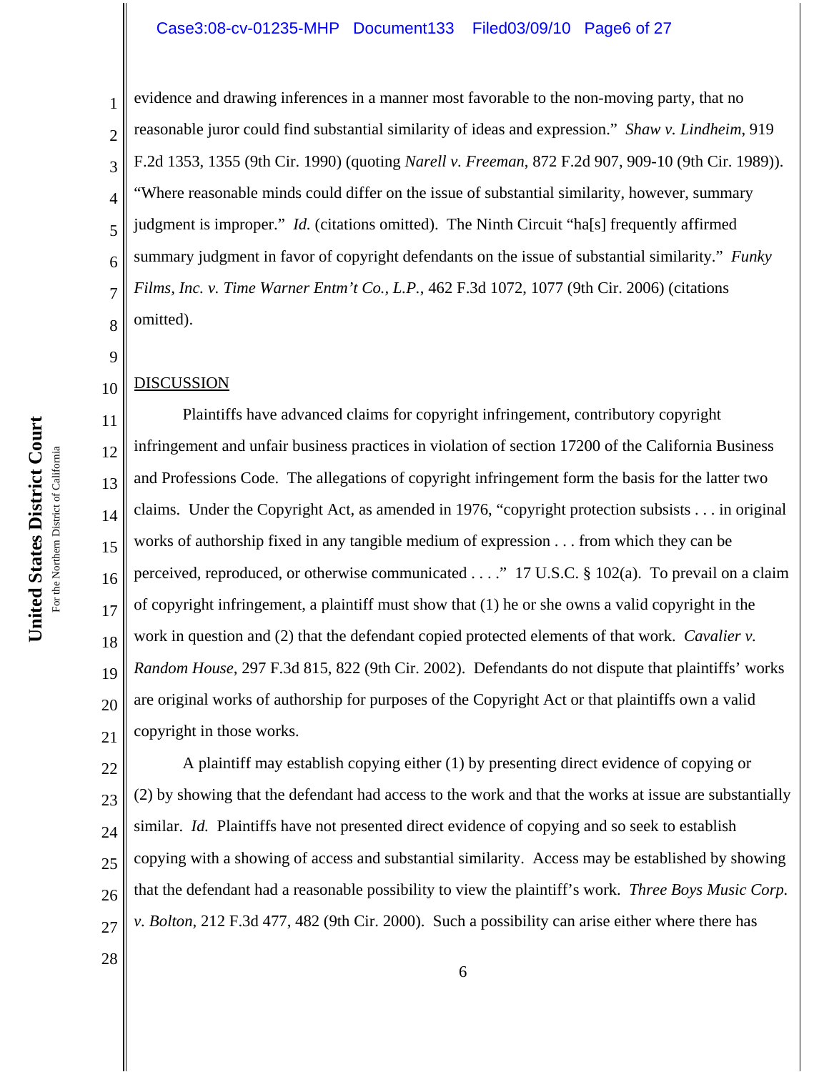evidence and drawing inferences in a manner most favorable to the non-moving party, that no reasonable juror could find substantial similarity of ideas and expression." *Shaw v. Lindheim*, 919 F.2d 1353, 1355 (9th Cir. 1990) (quoting *Narell v. Freeman*, 872 F.2d 907, 909-10 (9th Cir. 1989)). "Where reasonable minds could differ on the issue of substantial similarity, however, summary judgment is improper." *Id.* (citations omitted). The Ninth Circuit "ha[s] frequently affirmed summary judgment in favor of copyright defendants on the issue of substantial similarity." *Funky Films, Inc. v. Time Warner Entm't Co., L.P.*, 462 F.3d 1072, 1077 (9th Cir. 2006) (citations omitted).

## DISCUSSION

Plaintiffs have advanced claims for copyright infringement, contributory copyright infringement and unfair business practices in violation of section 17200 of the California Business and Professions Code. The allegations of copyright infringement form the basis for the latter two claims. Under the Copyright Act, as amended in 1976, "copyright protection subsists . . . in original works of authorship fixed in any tangible medium of expression . . . from which they can be perceived, reproduced, or otherwise communicated . . . ." 17 U.S.C. § 102(a). To prevail on a claim of copyright infringement, a plaintiff must show that (1) he or she owns a valid copyright in the work in question and (2) that the defendant copied protected elements of that work. *Cavalier v. Random House*, 297 F.3d 815, 822 (9th Cir. 2002). Defendants do not dispute that plaintiffs' works are original works of authorship for purposes of the Copyright Act or that plaintiffs own a valid copyright in those works.

A plaintiff may establish copying either (1) by presenting direct evidence of copying or (2) by showing that the defendant had access to the work and that the works at issue are substantially similar. *Id.* Plaintiffs have not presented direct evidence of copying and so seek to establish copying with a showing of access and substantial similarity. Access may be established by showing that the defendant had a reasonable possibility to view the plaintiff's work. *Three Boys Music Corp. v. Bolton*, 212 F.3d 477, 482 (9th Cir. 2000). Such a possibility can arise either where there has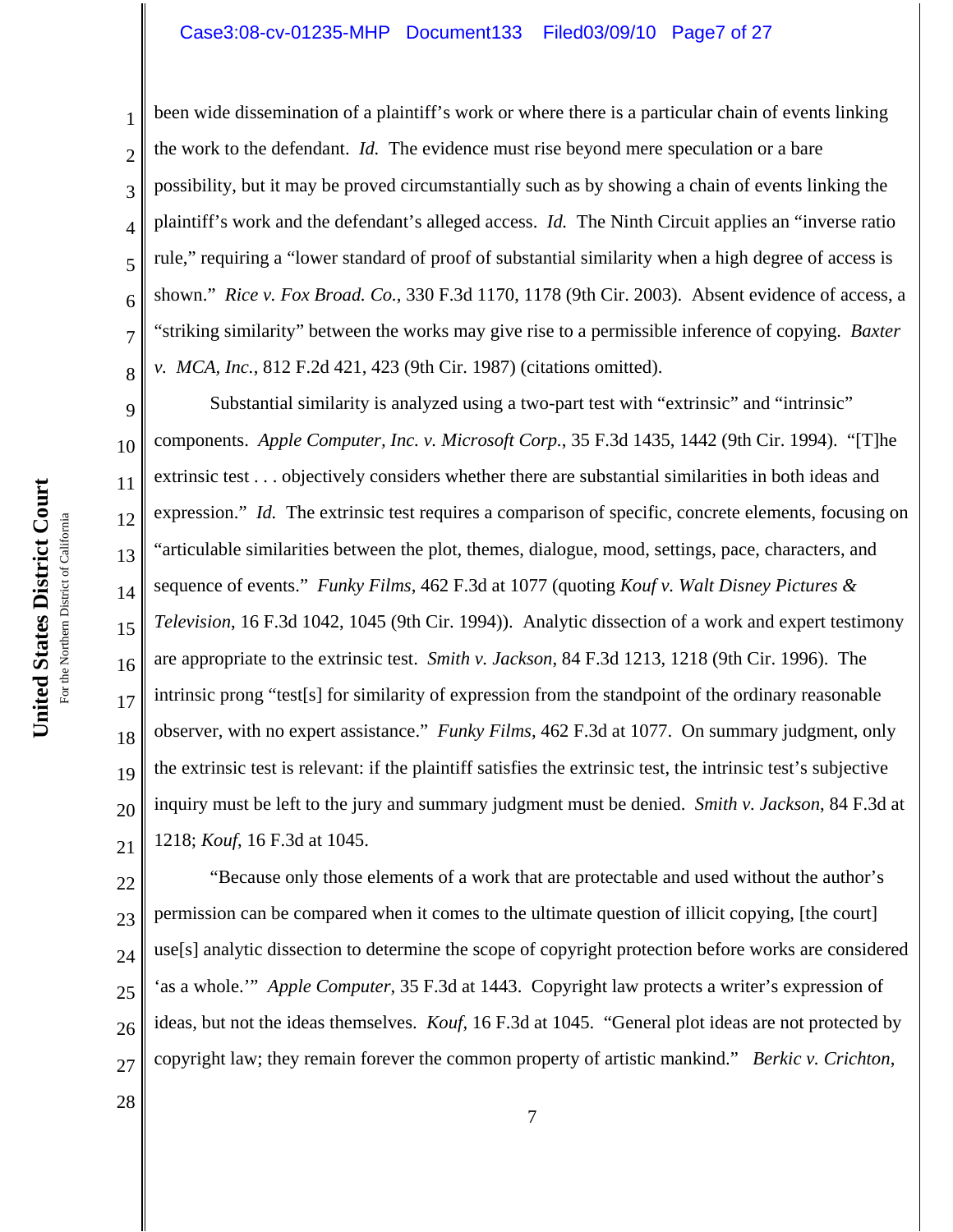been wide dissemination of a plaintiff's work or where there is a particular chain of events linking the work to the defendant. *Id.* The evidence must rise beyond mere speculation or a bare possibility, but it may be proved circumstantially such as by showing a chain of events linking the plaintiff's work and the defendant's alleged access. *Id.* The Ninth Circuit applies an "inverse ratio rule," requiring a "lower standard of proof of substantial similarity when a high degree of access is shown." *Rice v. Fox Broad. Co.*, 330 F.3d 1170, 1178 (9th Cir. 2003). Absent evidence of access, a "striking similarity" between the works may give rise to a permissible inference of copying. *Baxter v. MCA, Inc.*, 812 F.2d 421, 423 (9th Cir. 1987) (citations omitted).

Substantial similarity is analyzed using a two-part test with "extrinsic" and "intrinsic" components. *Apple Computer, Inc. v. Microsoft Corp.*, 35 F.3d 1435, 1442 (9th Cir. 1994). "[T]he extrinsic test . . . objectively considers whether there are substantial similarities in both ideas and expression." *Id.* The extrinsic test requires a comparison of specific, concrete elements, focusing on "articulable similarities between the plot, themes, dialogue, mood, settings, pace, characters, and sequence of events." *Funky Films*, 462 F.3d at 1077 (quoting *Kouf v. Walt Disney Pictures & Television*, 16 F.3d 1042, 1045 (9th Cir. 1994)). Analytic dissection of a work and expert testimony are appropriate to the extrinsic test. *Smith v. Jackson*, 84 F.3d 1213, 1218 (9th Cir. 1996). The intrinsic prong "test[s] for similarity of expression from the standpoint of the ordinary reasonable observer, with no expert assistance." *Funky Films*, 462 F.3d at 1077. On summary judgment, only the extrinsic test is relevant: if the plaintiff satisfies the extrinsic test, the intrinsic test's subjective inquiry must be left to the jury and summary judgment must be denied. *Smith v. Jackson*, 84 F.3d at 1218; *Kouf*, 16 F.3d at 1045.

"Because only those elements of a work that are protectable and used without the author's permission can be compared when it comes to the ultimate question of illicit copying, [the court] use[s] analytic dissection to determine the scope of copyright protection before works are considered 'as a whole.'" *Apple Computer*, 35 F.3d at 1443. Copyright law protects a writer's expression of ideas, but not the ideas themselves. *Kouf*, 16 F.3d at 1045. "General plot ideas are not protected by copyright law; they remain forever the common property of artistic mankind." *Berkic v. Crichton*,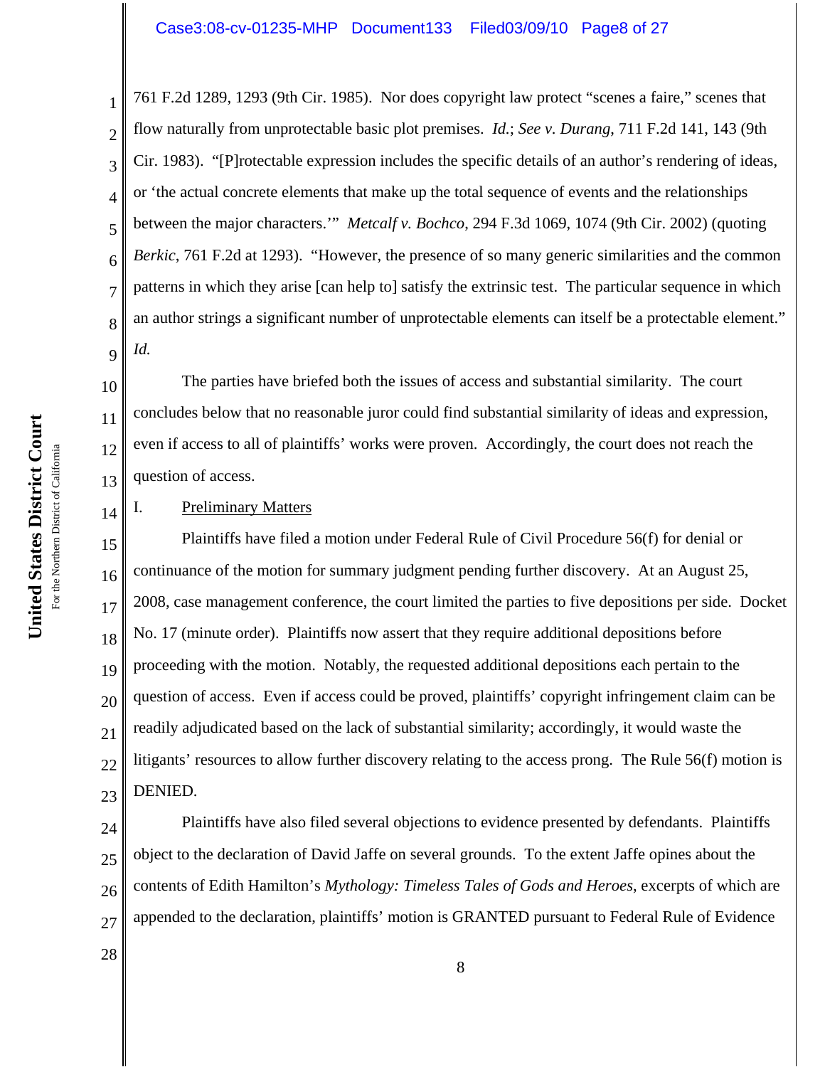761 F.2d 1289, 1293 (9th Cir. 1985). Nor does copyright law protect "scenes a faire," scenes that flow naturally from unprotectable basic plot premises. *Id.*; *See v. Durang*, 711 F.2d 141, 143 (9th Cir. 1983). "[P]rotectable expression includes the specific details of an author's rendering of ideas, or 'the actual concrete elements that make up the total sequence of events and the relationships between the major characters.'" *Metcalf v. Bochco*, 294 F.3d 1069, 1074 (9th Cir. 2002) (quoting *Berkic*, 761 F.2d at 1293). "However, the presence of so many generic similarities and the common patterns in which they arise [can help to] satisfy the extrinsic test. The particular sequence in which an author strings a significant number of unprotectable elements can itself be a protectable element." *Id.*

The parties have briefed both the issues of access and substantial similarity. The court concludes below that no reasonable juror could find substantial similarity of ideas and expression, even if access to all of plaintiffs' works were proven. Accordingly, the court does not reach the question of access.

I. Preliminary Matters

Plaintiffs have filed a motion under Federal Rule of Civil Procedure 56(f) for denial or continuance of the motion for summary judgment pending further discovery. At an August 25, 2008, case management conference, the court limited the parties to five depositions per side. Docket No. 17 (minute order). Plaintiffs now assert that they require additional depositions before proceeding with the motion. Notably, the requested additional depositions each pertain to the question of access. Even if access could be proved, plaintiffs' copyright infringement claim can be readily adjudicated based on the lack of substantial similarity; accordingly, it would waste the litigants' resources to allow further discovery relating to the access prong. The Rule 56(f) motion is DENIED.

Plaintiffs have also filed several objections to evidence presented by defendants. Plaintiffs object to the declaration of David Jaffe on several grounds. To the extent Jaffe opines about the contents of Edith Hamilton's *Mythology: Timeless Tales of Gods and Heroes*, excerpts of which are appended to the declaration, plaintiffs' motion is GRANTED pursuant to Federal Rule of Evidence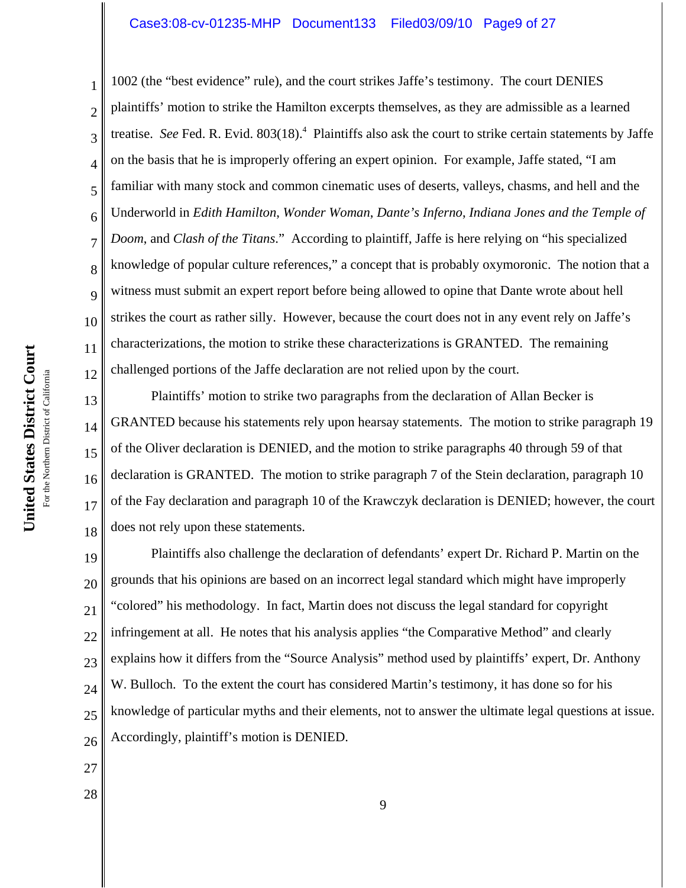1002 (the "best evidence" rule), and the court strikes Jaffe's testimony. The court DENIES plaintiffs' motion to strike the Hamilton excerpts themselves, as they are admissible as a learned treatise. *See* Fed. R. Evid. 803(18).[4] Plaintiffs also ask the court to strike certain statements by Jaffe on the basis that he is improperly offering an expert opinion. For example, Jaffe stated, "I am familiar with many stock and common cinematic uses of deserts, valleys, chasms, and hell and the Underworld in *Edith Hamilton*, *Wonder Woman*, *Dante's Inferno*, *Indiana Jones and the Temple of Doom*, and *Clash of the Titans*." According to plaintiff, Jaffe is here relying on "his specialized knowledge of popular culture references," a concept that is probably oxymoronic. The notion that a witness must submit an expert report before being allowed to opine that Dante wrote about hell strikes the court as rather silly. However, because the court does not in any event rely on Jaffe's characterizations, the motion to strike these characterizations is GRANTED. The remaining challenged portions of the Jaffe declaration are not relied upon by the court.

Plaintiffs' motion to strike two paragraphs from the declaration of Allan Becker is GRANTED because his statements rely upon hearsay statements. The motion to strike paragraph 19 of the Oliver declaration is DENIED, and the motion to strike paragraphs 40 through 59 of that declaration is GRANTED. The motion to strike paragraph 7 of the Stein declaration, paragraph 10 of the Fay declaration and paragraph 10 of the Krawczyk declaration is DENIED; however, the court does not rely upon these statements.

Plaintiffs also challenge the declaration of defendants' expert Dr. Richard P. Martin on the grounds that his opinions are based on an incorrect legal standard which might have improperly "colored" his methodology. In fact, Martin does not discuss the legal standard for copyright infringement at all. He notes that his analysis applies "the Comparative Method" and clearly explains how it differs from the "Source Analysis" method used by plaintiffs' expert, Dr. Anthony W. Bulloch. To the extent the court has considered Martin's testimony, it has done so for his knowledge of particular myths and their elements, not to answer the ultimate legal questions at issue. Accordingly, plaintiff's motion is DENIED.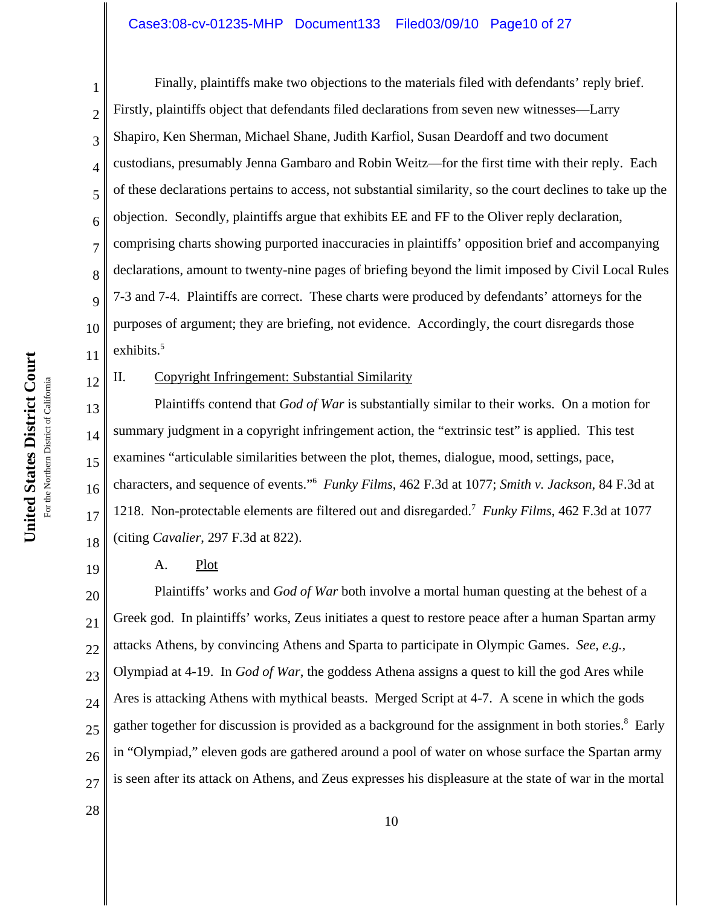Finally, plaintiffs make two objections to the materials filed with defendants' reply brief. Firstly, plaintiffs object that defendants filed declarations from seven new witnesses—Larry Shapiro, Ken Sherman, Michael Shane, Judith Karfiol, Susan Deardoff and two document custodians, presumably Jenna Gambaro and Robin Weitz—for the first time with their reply. Each of these declarations pertains to access, not substantial similarity, so the court declines to take up the objection. Secondly, plaintiffs argue that exhibits EE and FF to the Oliver reply declaration, comprising charts showing purported inaccuracies in plaintiffs' opposition brief and accompanying declarations, amount to twenty-nine pages of briefing beyond the limit imposed by Civil Local Rules 7-3 and 7-4. Plaintiffs are correct. These charts were produced by defendants' attorneys for the purposes of argument; they are briefing, not evidence. Accordingly, the court disregards those exhibits.[5]

## II. Copyright Infringement: Substantial Similarity

Plaintiffs contend that *God of War* is substantially similar to their works. On a motion for summary judgment in a copyright infringement action, the "extrinsic test" is applied. This test examines "articulable similarities between the plot, themes, dialogue, mood, settings, pace, characters, and sequence of events."[6] *Funky Films*, 462 F.3d at 1077; *Smith v. Jackson*, 84 F.3d at 1218. Non-protectable elements are filtered out and disregarded.[7] *Funky Films*, 462 F.3d at 1077 (citing *Cavalier*, 297 F.3d at 822).

### A. Plot

Plaintiffs' works and *God of War* both involve a mortal human questing at the behest of a Greek god. In plaintiffs' works, Zeus initiates a quest to restore peace after a human Spartan army attacks Athens, by convincing Athens and Sparta to participate in Olympic Games. *See, e.g.*, Olympiad at 4-19. In *God of War*, the goddess Athena assigns a quest to kill the god Ares while Ares is attacking Athens with mythical beasts. Merged Script at 4-7. A scene in which the gods gather together for discussion is provided as a background for the assignment in both stories.[8] Early in "Olympiad," eleven gods are gathered around a pool of water on whose surface the Spartan army is seen after its attack on Athens, and Zeus expresses his displeasure at the state of war in the mortal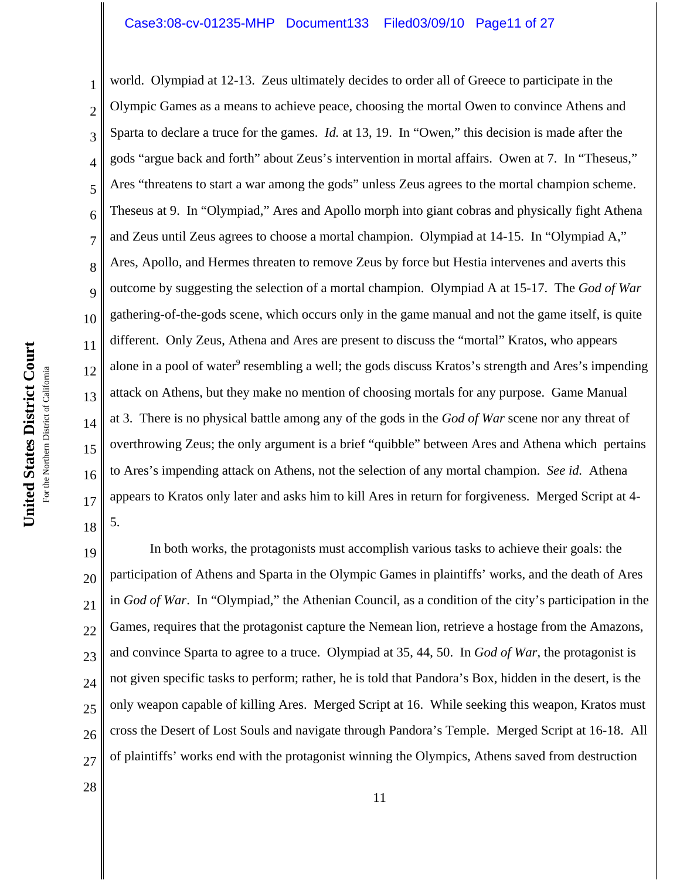world. Olympiad at 12-13. Zeus ultimately decides to order all of Greece to participate in the Olympic Games as a means to achieve peace, choosing the mortal Owen to convince Athens and Sparta to declare a truce for the games. *Id.* at 13, 19. In "Owen," this decision is made after the gods "argue back and forth" about Zeus's intervention in mortal affairs. Owen at 7. In "Theseus," Ares "threatens to start a war among the gods" unless Zeus agrees to the mortal champion scheme. Theseus at 9. In "Olympiad," Ares and Apollo morph into giant cobras and physically fight Athena and Zeus until Zeus agrees to choose a mortal champion. Olympiad at 14-15. In "Olympiad A," Ares, Apollo, and Hermes threaten to remove Zeus by force but Hestia intervenes and averts this outcome by suggesting the selection of a mortal champion. Olympiad A at 15-17. The *God of War* gathering-of-the-gods scene, which occurs only in the game manual and not the game itself, is quite different. Only Zeus, Athena and Ares are present to discuss the "mortal" Kratos, who appears alone in a pool of water[9] resembling a well; the gods discuss Kratos's strength and Ares's impending attack on Athens, but they make no mention of choosing mortals for any purpose. Game Manual at 3. There is no physical battle among any of the gods in the *God of War* scene nor any threat of overthrowing Zeus; the only argument is a brief "quibble" between Ares and Athena which pertains to Ares's impending attack on Athens, not the selection of any mortal champion. *See id.* Athena appears to Kratos only later and asks him to kill Ares in return for forgiveness. Merged Script at 4-5.

In both works, the protagonists must accomplish various tasks to achieve their goals: the participation of Athens and Sparta in the Olympic Games in plaintiffs' works, and the death of Ares in *God of War*. In "Olympiad," the Athenian Council, as a condition of the city's participation in the Games, requires that the protagonist capture the Nemean lion, retrieve a hostage from the Amazons, and convince Sparta to agree to a truce. Olympiad at 35, 44, 50. In *God of War*, the protagonist is not given specific tasks to perform; rather, he is told that Pandora's Box, hidden in the desert, is the only weapon capable of killing Ares. Merged Script at 16. While seeking this weapon, Kratos must cross the Desert of Lost Souls and navigate through Pandora's Temple. Merged Script at 16-18. All of plaintiffs' works end with the protagonist winning the Olympics, Athens saved from destruction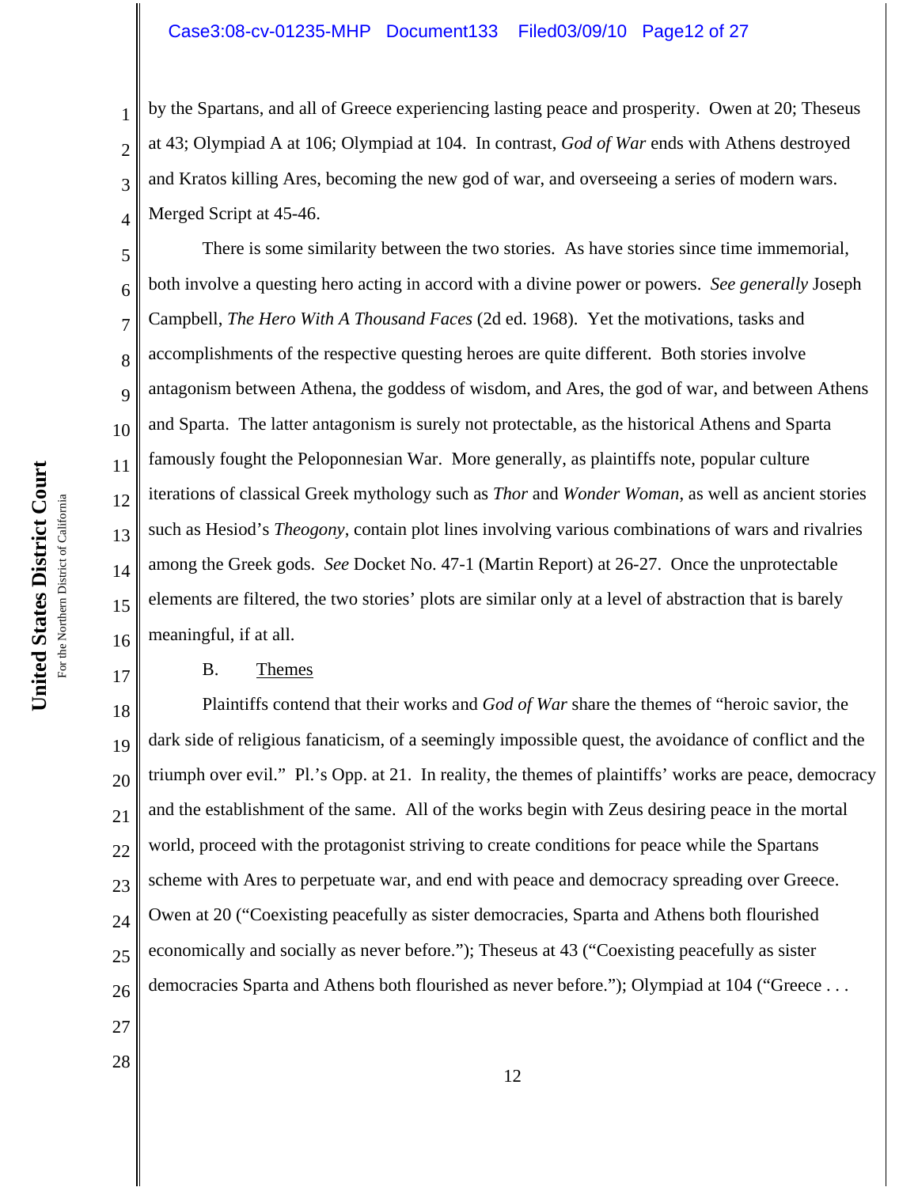by the Spartans, and all of Greece experiencing lasting peace and prosperity. Owen at 20; Theseus at 43; Olympiad A at 106; Olympiad at 104. In contrast, *God of War* ends with Athens destroyed and Kratos killing Ares, becoming the new god of war, and overseeing a series of modern wars. Merged Script at 45-46.

There is some similarity between the two stories. As have stories since time immemorial, both involve a questing hero acting in accord with a divine power or powers. *See generally* Joseph Campbell, *The Hero With A Thousand Faces* (2d ed. 1968). Yet the motivations, tasks and accomplishments of the respective questing heroes are quite different. Both stories involve antagonism between Athena, the goddess of wisdom, and Ares, the god of war, and between Athens and Sparta. The latter antagonism is surely not protectable, as the historical Athens and Sparta famously fought the Peloponnesian War. More generally, as plaintiffs note, popular culture iterations of classical Greek mythology such as *Thor* and *Wonder Woman*, as well as ancient stories such as Hesiod's *Theogony*, contain plot lines involving various combinations of wars and rivalries among the Greek gods. *See* Docket No. 47-1 (Martin Report) at 26-27. Once the unprotectable elements are filtered, the two stories' plots are similar only at a level of abstraction that is barely meaningful, if at all.

B. <u>Themes</u>

Plaintiffs contend that their works and *God of War* share the themes of "heroic savior, the dark side of religious fanaticism, of a seemingly impossible quest, the avoidance of conflict and the triumph over evil." Pl.'s Opp. at 21. In reality, the themes of plaintiffs' works are peace, democracy and the establishment of the same. All of the works begin with Zeus desiring peace in the mortal world, proceed with the protagonist striving to create conditions for peace while the Spartans scheme with Ares to perpetuate war, and end with peace and democracy spreading over Greece. Owen at 20 ("Coexisting peacefully as sister democracies, Sparta and Athens both flourished economically and socially as never before."); Theseus at 43 ("Coexisting peacefully as sister democracies Sparta and Athens both flourished as never before."); Olympiad at 104 ("Greece . . .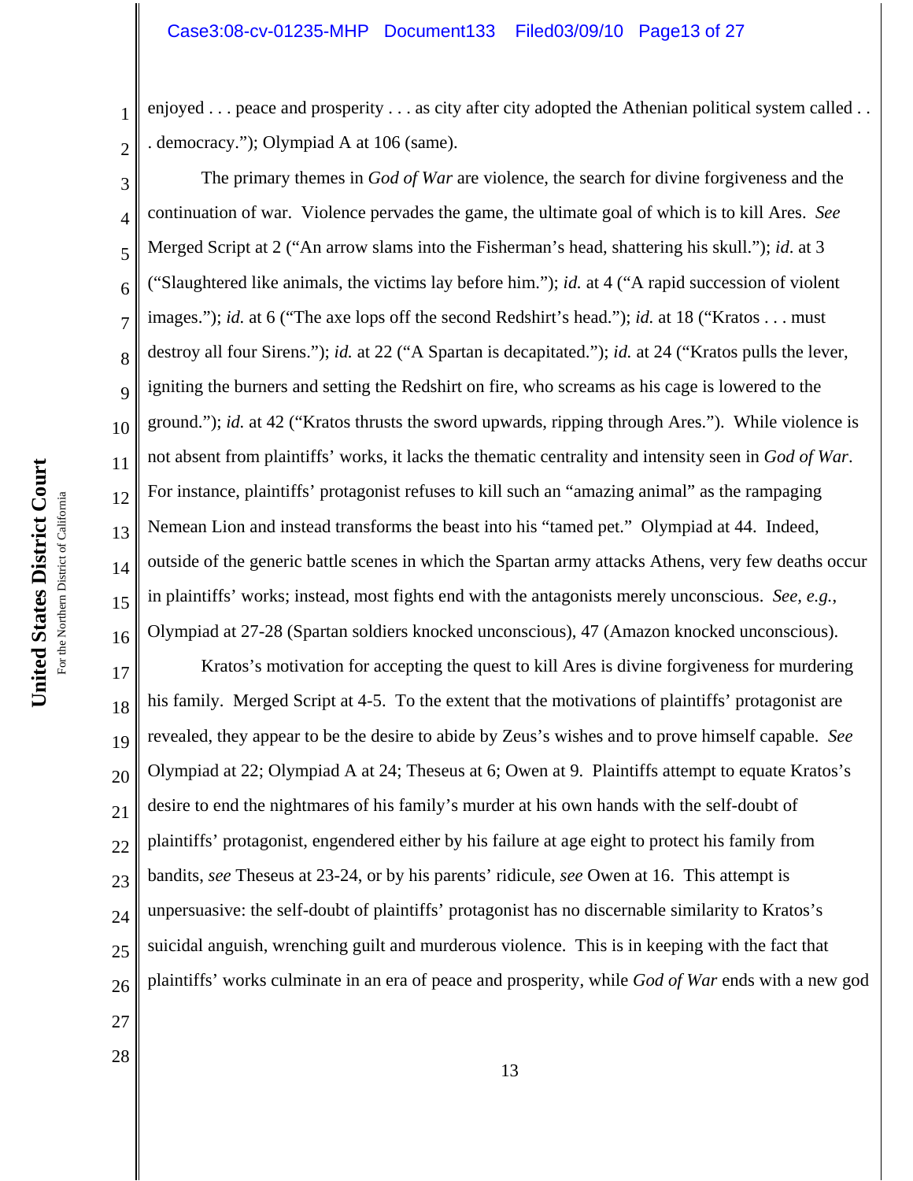enjoyed . . . peace and prosperity . . . as city after city adopted the Athenian political system called . . . democracy."); Olympiad A at 106 (same).

The primary themes in *God of War* are violence, the search for divine forgiveness and the continuation of war. Violence pervades the game, the ultimate goal of which is to kill Ares. *See* Merged Script at 2 ("An arrow slams into the Fisherman's head, shattering his skull."); *id.* at 3 ("Slaughtered like animals, the victims lay before him."); *id.* at 4 ("A rapid succession of violent images."); *id.* at 6 ("The axe lops off the second Redshirt's head."); *id.* at 18 ("Kratos . . . must destroy all four Sirens."); *id.* at 22 ("A Spartan is decapitated."); *id.* at 24 ("Kratos pulls the lever, igniting the burners and setting the Redshirt on fire, who screams as his cage is lowered to the ground."); *id.* at 42 ("Kratos thrusts the sword upwards, ripping through Ares."). While violence is not absent from plaintiffs' works, it lacks the thematic centrality and intensity seen in *God of War*. For instance, plaintiffs' protagonist refuses to kill such an "amazing animal" as the rampaging Nemean Lion and instead transforms the beast into his "tamed pet." Olympiad at 44. Indeed, outside of the generic battle scenes in which the Spartan army attacks Athens, very few deaths occur in plaintiffs' works; instead, most fights end with the antagonists merely unconscious. *See, e.g.*, Olympiad at 27-28 (Spartan soldiers knocked unconscious), 47 (Amazon knocked unconscious).

Kratos's motivation for accepting the quest to kill Ares is divine forgiveness for murdering his family. Merged Script at 4-5. To the extent that the motivations of plaintiffs' protagonist are revealed, they appear to be the desire to abide by Zeus's wishes and to prove himself capable. *See* Olympiad at 22; Olympiad A at 24; Theseus at 6; Owen at 9. Plaintiffs attempt to equate Kratos's desire to end the nightmares of his family's murder at his own hands with the self-doubt of plaintiffs' protagonist, engendered either by his failure at age eight to protect his family from bandits, *see* Theseus at 23-24, or by his parents' ridicule, *see* Owen at 16. This attempt is unpersuasive: the self-doubt of plaintiffs' protagonist has no discernable similarity to Kratos's suicidal anguish, wrenching guilt and murderous violence. This is in keeping with the fact that plaintiffs' works culminate in an era of peace and prosperity, while *God of War* ends with a new god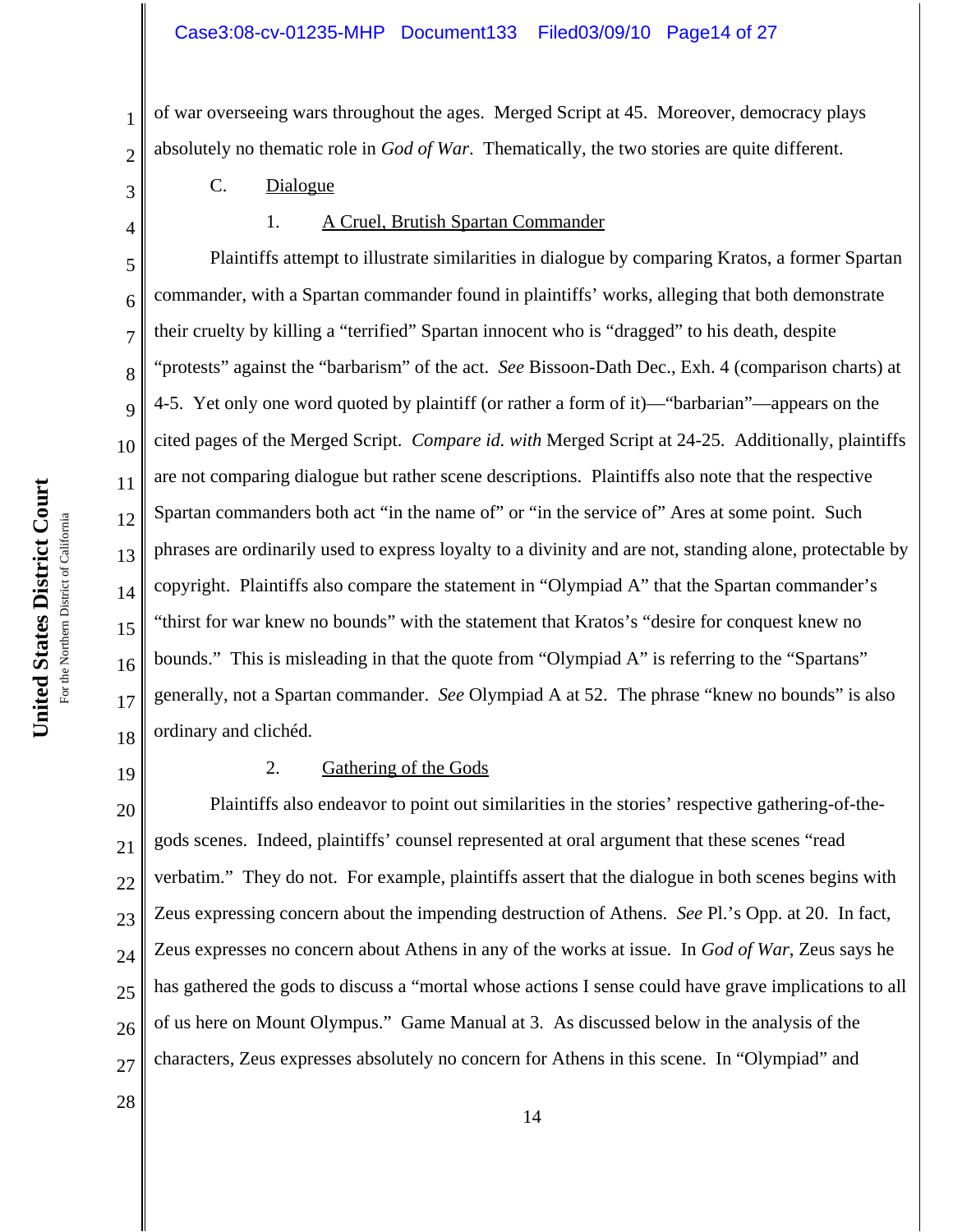of war overseeing wars throughout the ages. Merged Script at 45. Moreover, democracy plays absolutely no thematic role in *God of War*. Thematically, the two stories are quite different.

C. Dialogue

1. A Cruel, Brutish Spartan Commander

Plaintiffs attempt to illustrate similarities in dialogue by comparing Kratos, a former Spartan commander, with a Spartan commander found in plaintiffs' works, alleging that both demonstrate their cruelty by killing a "terrified" Spartan innocent who is "dragged" to his death, despite "protests" against the "barbarism" of the act. *See* Bissoon-Dath Dec., Exh. 4 (comparison charts) at 4-5. Yet only one word quoted by plaintiff (or rather a form of it)—"barbarian"—appears on the cited pages of the Merged Script. *Compare id. with* Merged Script at 24-25. Additionally, plaintiffs are not comparing dialogue but rather scene descriptions. Plaintiffs also note that the respective Spartan commanders both act "in the name of" or "in the service of" Ares at some point. Such phrases are ordinarily used to express loyalty to a divinity and are not, standing alone, protectable by copyright. Plaintiffs also compare the statement in "Olympiad A" that the Spartan commander's "thirst for war knew no bounds" with the statement that Kratos's "desire for conquest knew no bounds." This is misleading in that the quote from "Olympiad A" is referring to the "Spartans" generally, not a Spartan commander. *See* Olympiad A at 52. The phrase "knew no bounds" is also ordinary and clichéd.

2. Gathering of the Gods

Plaintiffs also endeavor to point out similarities in the stories' respective gathering-of-the-gods scenes. Indeed, plaintiffs' counsel represented at oral argument that these scenes "read verbatim." They do not. For example, plaintiffs assert that the dialogue in both scenes begins with Zeus expressing concern about the impending destruction of Athens. *See* Pl.'s Opp. at 20. In fact, Zeus expresses no concern about Athens in any of the works at issue. In *God of War*, Zeus says he has gathered the gods to discuss a "mortal whose actions I sense could have grave implications to all of us here on Mount Olympus." Game Manual at 3. As discussed below in the analysis of the characters, Zeus expresses absolutely no concern for Athens in this scene. In "Olympiad" and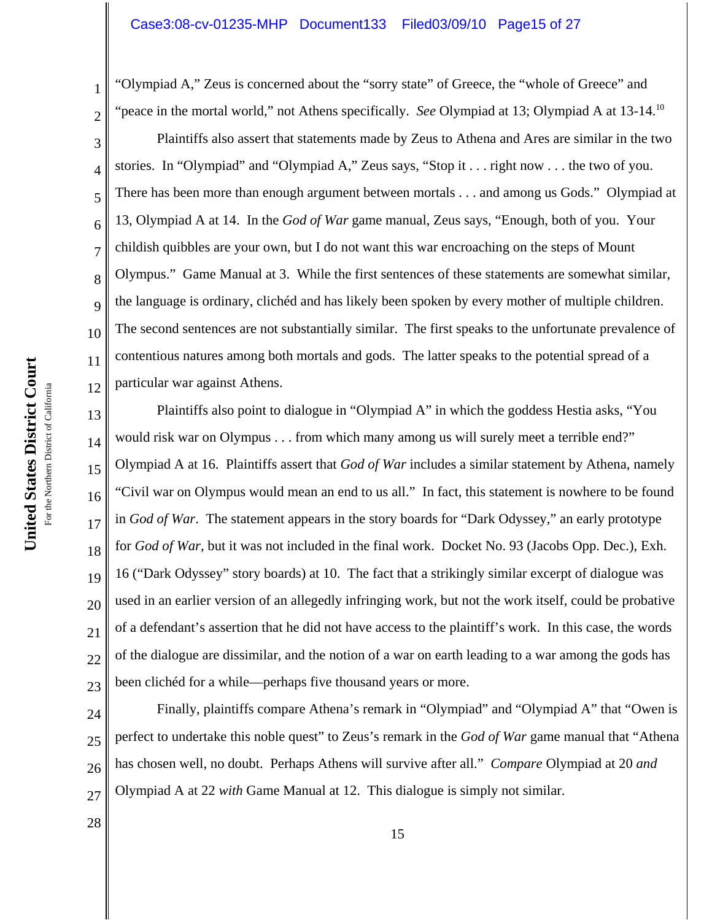"Olympiad A," Zeus is concerned about the "sorry state" of Greece, the "whole of Greece" and "peace in the mortal world," not Athens specifically. *See* Olympiad at 13; Olympiad A at 13-14.[10]

Plaintiffs also assert that statements made by Zeus to Athena and Ares are similar in the two stories. In "Olympiad" and "Olympiad A," Zeus says, "Stop it . . . right now . . . the two of you. There has been more than enough argument between mortals . . . and among us Gods." Olympiad at 13, Olympiad A at 14. In the *God of War* game manual, Zeus says, "Enough, both of you. Your childish quibbles are your own, but I do not want this war encroaching on the steps of Mount Olympus." Game Manual at 3. While the first sentences of these statements are somewhat similar, the language is ordinary, clichéd and has likely been spoken by every mother of multiple children. The second sentences are not substantially similar. The first speaks to the unfortunate prevalence of contentious natures among both mortals and gods. The latter speaks to the potential spread of a particular war against Athens.

Plaintiffs also point to dialogue in "Olympiad A" in which the goddess Hestia asks, "You would risk war on Olympus . . . from which many among us will surely meet a terrible end?" Olympiad A at 16. Plaintiffs assert that *God of War* includes a similar statement by Athena, namely "Civil war on Olympus would mean an end to us all." In fact, this statement is nowhere to be found in *God of War*. The statement appears in the story boards for "Dark Odyssey," an early prototype for *God of War*, but it was not included in the final work. Docket No. 93 (Jacobs Opp. Dec.), Exh. 16 ("Dark Odyssey" story boards) at 10. The fact that a strikingly similar excerpt of dialogue was used in an earlier version of an allegedly infringing work, but not the work itself, could be probative of a defendant's assertion that he did not have access to the plaintiff's work. In this case, the words of the dialogue are dissimilar, and the notion of a war on earth leading to a war among the gods has been clichéd for a while—perhaps five thousand years or more.

Finally, plaintiffs compare Athena's remark in "Olympiad" and "Olympiad A" that "Owen is perfect to undertake this noble quest" to Zeus's remark in the *God of War* game manual that "Athena has chosen well, no doubt. Perhaps Athens will survive after all." *Compare* Olympiad at 20 *and* Olympiad A at 22 *with* Game Manual at 12. This dialogue is simply not similar.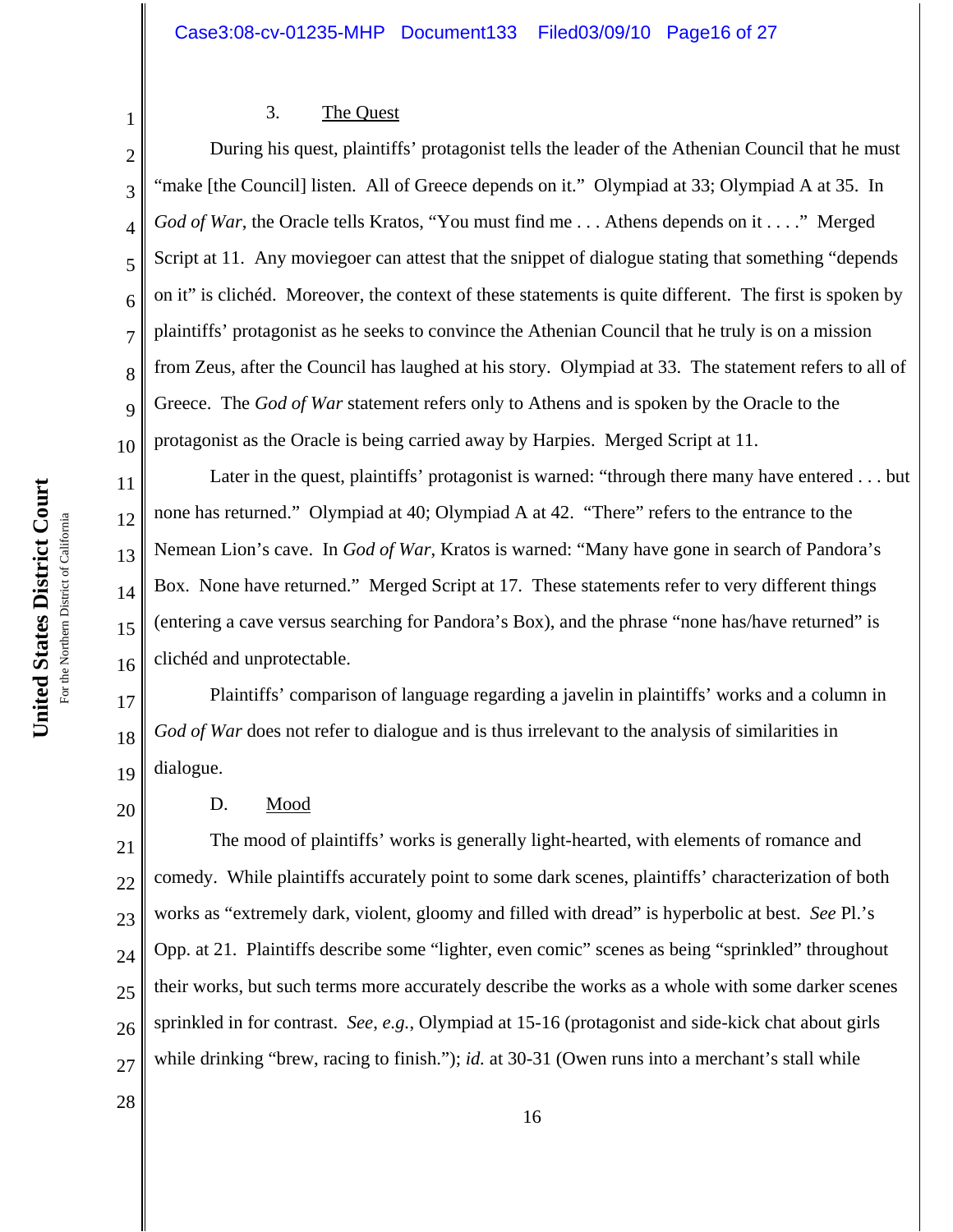3. The Quest

During his quest, plaintiffs' protagonist tells the leader of the Athenian Council that he must "make [the Council] listen. All of Greece depends on it." Olympiad at 33; Olympiad A at 35. In *God of War*, the Oracle tells Kratos, "You must find me . . . Athens depends on it . . . ." Merged Script at 11. Any moviegoer can attest that the snippet of dialogue stating that something "depends on it" is clichéd. Moreover, the context of these statements is quite different. The first is spoken by plaintiffs' protagonist as he seeks to convince the Athenian Council that he truly is on a mission from Zeus, after the Council has laughed at his story. Olympiad at 33. The statement refers to all of Greece. The *God of War* statement refers only to Athens and is spoken by the Oracle to the protagonist as the Oracle is being carried away by Harpies. Merged Script at 11.

Later in the quest, plaintiffs' protagonist is warned: "through there many have entered . . . but none has returned." Olympiad at 40; Olympiad A at 42. "There" refers to the entrance to the Nemean Lion's cave. In *God of War*, Kratos is warned: "Many have gone in search of Pandora's Box. None have returned." Merged Script at 17. These statements refer to very different things (entering a cave versus searching for Pandora's Box), and the phrase "none has/have returned" is clichéd and unprotectable.

Plaintiffs' comparison of language regarding a javelin in plaintiffs' works and a column in *God of War* does not refer to dialogue and is thus irrelevant to the analysis of similarities in dialogue.

D. Mood

The mood of plaintiffs' works is generally light-hearted, with elements of romance and comedy. While plaintiffs accurately point to some dark scenes, plaintiffs' characterization of both works as "extremely dark, violent, gloomy and filled with dread" is hyperbolic at best. *See* Pl.'s Opp. at 21. Plaintiffs describe some "lighter, even comic" scenes as being "sprinkled" throughout their works, but such terms more accurately describe the works as a whole with some darker scenes sprinkled in for contrast. *See, e.g.*, Olympiad at 15-16 (protagonist and side-kick chat about girls while drinking "brew, racing to finish."); *id.* at 30-31 (Owen runs into a merchant's stall while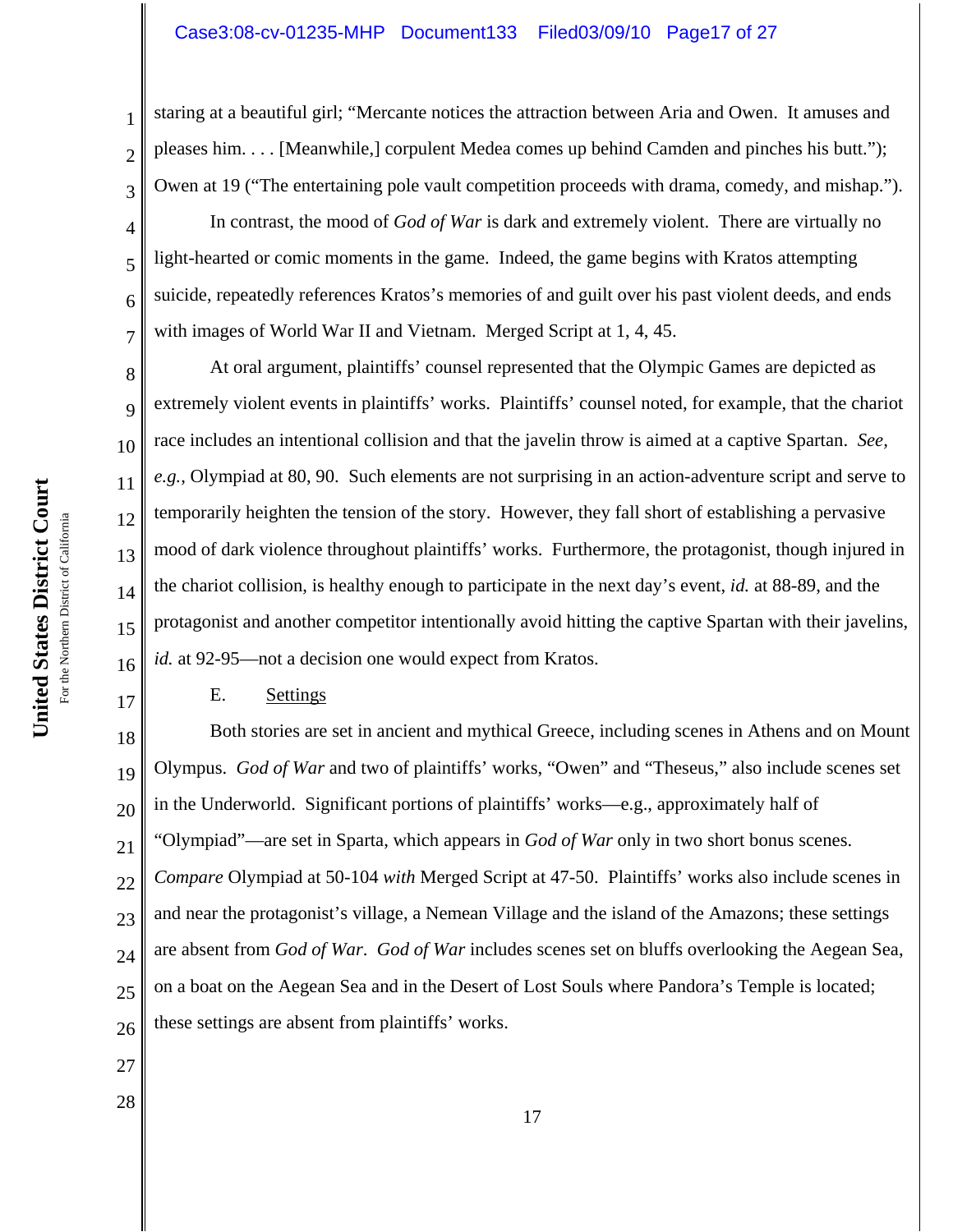staring at a beautiful girl; "Mercante notices the attraction between Aria and Owen. It amuses and pleases him. . . . [Meanwhile,] corpulent Medea comes up behind Camden and pinches his butt."); Owen at 19 ("The entertaining pole vault competition proceeds with drama, comedy, and mishap.").

In contrast, the mood of *God of War* is dark and extremely violent. There are virtually no light-hearted or comic moments in the game. Indeed, the game begins with Kratos attempting suicide, repeatedly references Kratos's memories of and guilt over his past violent deeds, and ends with images of World War II and Vietnam. Merged Script at 1, 4, 45.

At oral argument, plaintiffs' counsel represented that the Olympic Games are depicted as extremely violent events in plaintiffs' works. Plaintiffs' counsel noted, for example, that the chariot race includes an intentional collision and that the javelin throw is aimed at a captive Spartan. *See, e.g.*, Olympiad at 80, 90. Such elements are not surprising in an action-adventure script and serve to temporarily heighten the tension of the story. However, they fall short of establishing a pervasive mood of dark violence throughout plaintiffs' works. Furthermore, the protagonist, though injured in the chariot collision, is healthy enough to participate in the next day's event, *id.* at 88-89, and the protagonist and another competitor intentionally avoid hitting the captive Spartan with their javelins, *id.* at 92-95—not a decision one would expect from Kratos.

E. Settings

Both stories are set in ancient and mythical Greece, including scenes in Athens and on Mount Olympus. *God of War* and two of plaintiffs' works, "Owen" and "Theseus," also include scenes set in the Underworld. Significant portions of plaintiffs' works—e.g., approximately half of "Olympiad"—are set in Sparta, which appears in *God of War* only in two short bonus scenes. *Compare* Olympiad at 50-104 *with* Merged Script at 47-50. Plaintiffs' works also include scenes in and near the protagonist's village, a Nemean Village and the island of the Amazons; these settings are absent from *God of War*. *God of War* includes scenes set on bluffs overlooking the Aegean Sea, on a boat on the Aegean Sea and in the Desert of Lost Souls where Pandora's Temple is located; these settings are absent from plaintiffs' works.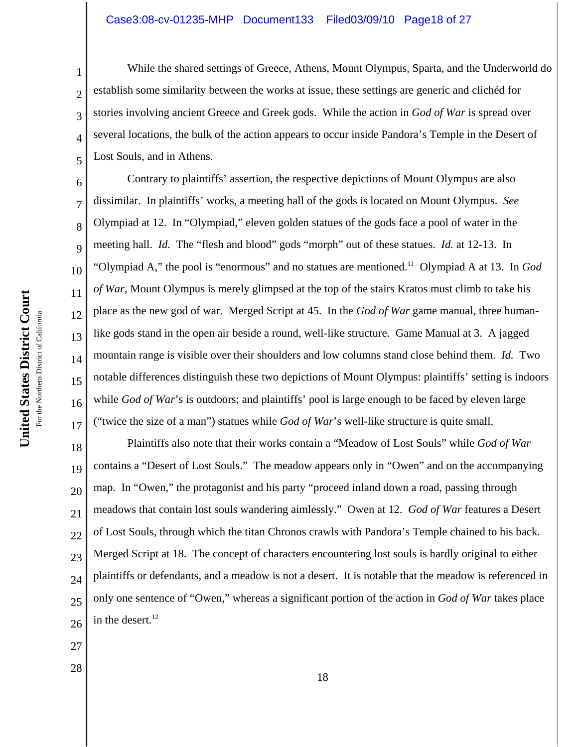While the shared settings of Greece, Athens, Mount Olympus, Sparta, and the Underworld do establish some similarity between the works at issue, these settings are generic and clichéd for stories involving ancient Greece and Greek gods. While the action in *God of War* is spread over several locations, the bulk of the action appears to occur inside Pandora's Temple in the Desert of Lost Souls, and in Athens.

Contrary to plaintiffs' assertion, the respective depictions of Mount Olympus are also dissimilar. In plaintiffs' works, a meeting hall of the gods is located on Mount Olympus. *See* Olympiad at 12. In "Olympiad," eleven golden statues of the gods face a pool of water in the meeting hall. *Id.* The "flesh and blood" gods "morph" out of these statues. *Id.* at 12-13. In "Olympiad A," the pool is "enormous" and no statues are mentioned.[11] Olympiad A at 13. In *God of War*, Mount Olympus is merely glimpsed at the top of the stairs Kratos must climb to take his place as the new god of war. Merged Script at 45. In the *God of War* game manual, three human-like gods stand in the open air beside a round, well-like structure. Game Manual at 3. A jagged mountain range is visible over their shoulders and low columns stand close behind them. *Id.* Two notable differences distinguish these two depictions of Mount Olympus: plaintiffs' setting is indoors while *God of War*'s is outdoors; and plaintiffs' pool is large enough to be faced by eleven large ("twice the size of a man") statues while *God of War*'s well-like structure is quite small.

Plaintiffs also note that their works contain a "Meadow of Lost Souls" while *God of War* contains a "Desert of Lost Souls." The meadow appears only in "Owen" and on the accompanying map. In "Owen," the protagonist and his party "proceed inland down a road, passing through meadows that contain lost souls wandering aimlessly." Owen at 12. *God of War* features a Desert of Lost Souls, through which the titan Chronos crawls with Pandora's Temple chained to his back. Merged Script at 18. The concept of characters encountering lost souls is hardly original to either plaintiffs or defendants, and a meadow is not a desert. It is notable that the meadow is referenced in only one sentence of "Owen," whereas a significant portion of the action in *God of War* takes place in the desert.[12]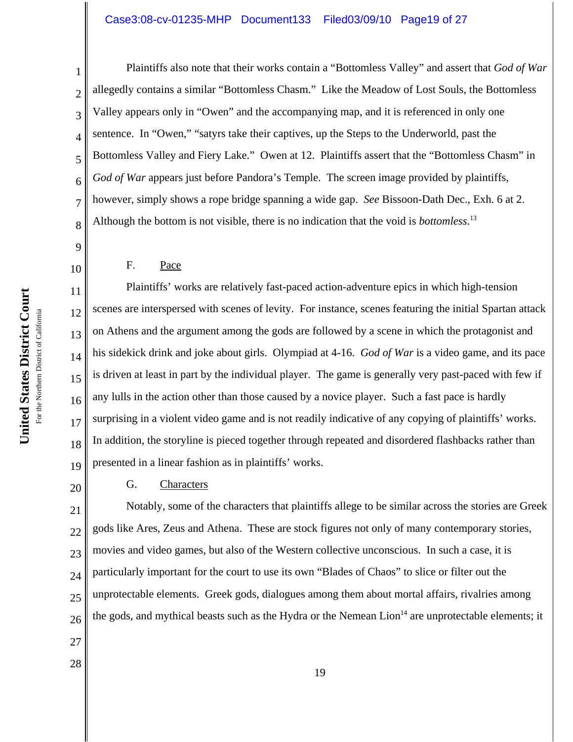Plaintiffs also note that their works contain a "Bottomless Valley" and assert that *God of War* allegedly contains a similar "Bottomless Chasm." Like the Meadow of Lost Souls, the Bottomless Valley appears only in "Owen" and the accompanying map, and it is referenced in only one sentence. In "Owen," "satyrs take their captives, up the Steps to the Underworld, past the Bottomless Valley and Fiery Lake." Owen at 12. Plaintiffs assert that the "Bottomless Chasm" in *God of War* appears just before Pandora's Temple. The screen image provided by plaintiffs, however, simply shows a rope bridge spanning a wide gap. *See* Bissoon-Dath Dec., Exh. 6 at 2. Although the bottom is not visible, there is no indication that the void is *bottomless*.[13]

F. Pace

Plaintiffs' works are relatively fast-paced action-adventure epics in which high-tension scenes are interspersed with scenes of levity. For instance, scenes featuring the initial Spartan attack on Athens and the argument among the gods are followed by a scene in which the protagonist and his sidekick drink and joke about girls. Olympiad at 4-16. *God of War* is a video game, and its pace is driven at least in part by the individual player. The game is generally very past-paced with few if any lulls in the action other than those caused by a novice player. Such a fast pace is hardly surprising in a violent video game and is not readily indicative of any copying of plaintiffs' works. In addition, the storyline is pieced together through repeated and disordered flashbacks rather than presented in a linear fashion as in plaintiffs' works.

G. Characters

Notably, some of the characters that plaintiffs allege to be similar across the stories are Greek gods like Ares, Zeus and Athena. These are stock figures not only of many contemporary stories, movies and video games, but also of the Western collective unconscious. In such a case, it is particularly important for the court to use its own "Blades of Chaos" to slice or filter out the unprotectable elements. Greek gods, dialogues among them about mortal affairs, rivalries among the gods, and mythical beasts such as the Hydra or the Nemean Lion[14] are unprotectable elements; it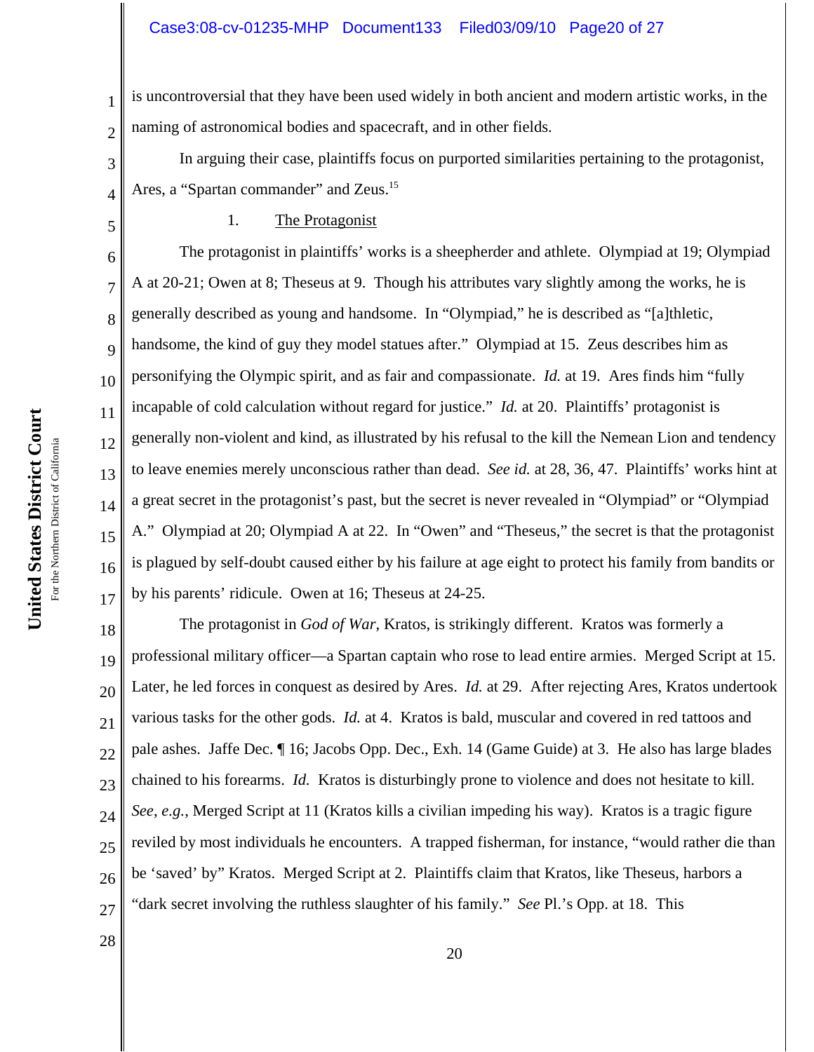is uncontroversial that they have been used widely in both ancient and modern artistic works, in the naming of astronomical bodies and spacecraft, and in other fields.

In arguing their case, plaintiffs focus on purported similarities pertaining to the protagonist, Ares, a "Spartan commander" and Zeus.[15]

1. The Protagonist

The protagonist in plaintiffs' works is a sheepherder and athlete. Olympiad at 19; Olympiad A at 20-21; Owen at 8; Theseus at 9. Though his attributes vary slightly among the works, he is generally described as young and handsome. In "Olympiad," he is described as "[a]thletic, handsome, the kind of guy they model statues after." Olympiad at 15. Zeus describes him as personifying the Olympic spirit, and as fair and compassionate. *Id.* at 19. Ares finds him "fully incapable of cold calculation without regard for justice." *Id.* at 20. Plaintiffs' protagonist is generally non-violent and kind, as illustrated by his refusal to the kill the Nemean Lion and tendency to leave enemies merely unconscious rather than dead. *See id.* at 28, 36, 47. Plaintiffs' works hint at a great secret in the protagonist's past, but the secret is never revealed in "Olympiad" or "Olympiad A." Olympiad at 20; Olympiad A at 22. In "Owen" and "Theseus," the secret is that the protagonist is plagued by self-doubt caused either by his failure at age eight to protect his family from bandits or by his parents' ridicule. Owen at 16; Theseus at 24-25.

The protagonist in *God of War*, Kratos, is strikingly different. Kratos was formerly a professional military officer—a Spartan captain who rose to lead entire armies. Merged Script at 15. Later, he led forces in conquest as desired by Ares. *Id.* at 29. After rejecting Ares, Kratos undertook various tasks for the other gods. *Id.* at 4. Kratos is bald, muscular and covered in red tattoos and pale ashes. Jaffe Dec. ¶ 16; Jacobs Opp. Dec., Exh. 14 (Game Guide) at 3. He also has large blades chained to his forearms. *Id.* Kratos is disturbingly prone to violence and does not hesitate to kill. *See*, *e.g.*, Merged Script at 11 (Kratos kills a civilian impeding his way). Kratos is a tragic figure reviled by most individuals he encounters. A trapped fisherman, for instance, "would rather die than be 'saved' by" Kratos. Merged Script at 2. Plaintiffs claim that Kratos, like Theseus, harbors a "dark secret involving the ruthless slaughter of his family." *See* Pl.'s Opp. at 18. This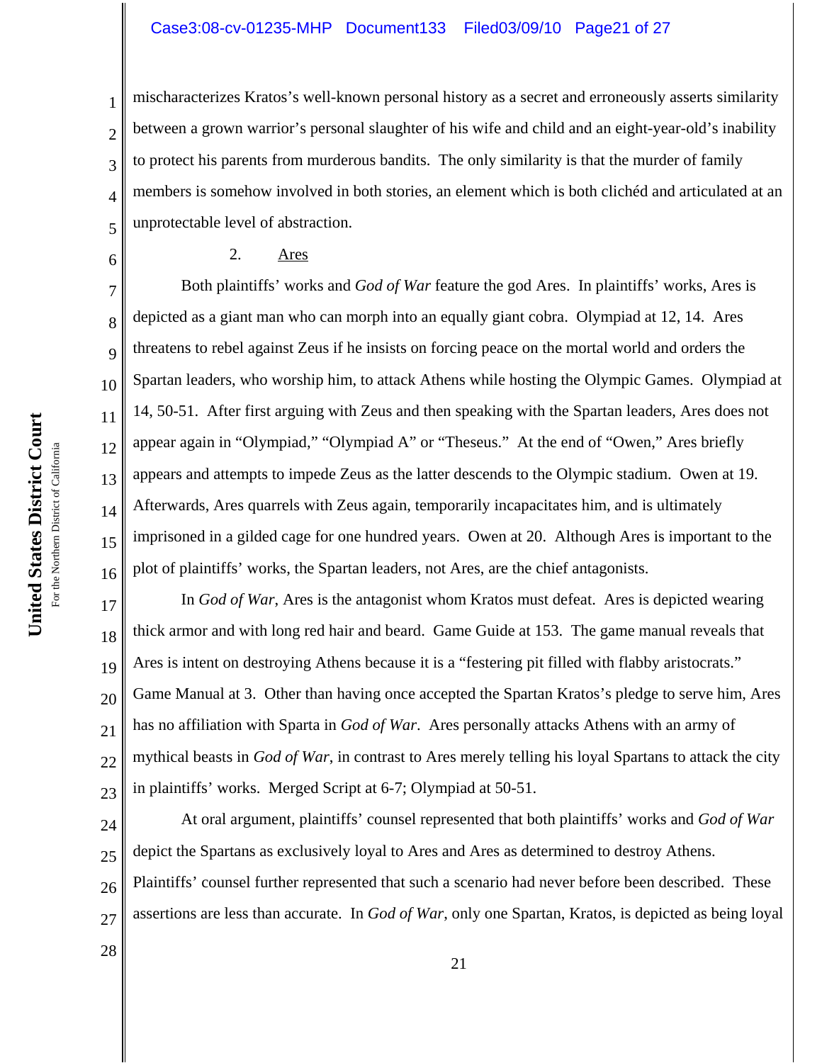mischaracterizes Kratos's well-known personal history as a secret and erroneously asserts similarity between a grown warrior's personal slaughter of his wife and child and an eight-year-old's inability to protect his parents from murderous bandits. The only similarity is that the murder of family members is somehow involved in both stories, an element which is both clichéd and articulated at an unprotectable level of abstraction.

2. Ares

Both plaintiffs' works and *God of War* feature the god Ares. In plaintiffs' works, Ares is depicted as a giant man who can morph into an equally giant cobra. Olympiad at 12, 14. Ares threatens to rebel against Zeus if he insists on forcing peace on the mortal world and orders the Spartan leaders, who worship him, to attack Athens while hosting the Olympic Games. Olympiad at 14, 50-51. After first arguing with Zeus and then speaking with the Spartan leaders, Ares does not appear again in "Olympiad," "Olympiad A" or "Theseus." At the end of "Owen," Ares briefly appears and attempts to impede Zeus as the latter descends to the Olympic stadium. Owen at 19. Afterwards, Ares quarrels with Zeus again, temporarily incapacitates him, and is ultimately imprisoned in a gilded cage for one hundred years. Owen at 20. Although Ares is important to the plot of plaintiffs' works, the Spartan leaders, not Ares, are the chief antagonists.

In *God of War*, Ares is the antagonist whom Kratos must defeat. Ares is depicted wearing thick armor and with long red hair and beard. Game Guide at 153. The game manual reveals that Ares is intent on destroying Athens because it is a "festering pit filled with flabby aristocrats." Game Manual at 3. Other than having once accepted the Spartan Kratos's pledge to serve him, Ares has no affiliation with Sparta in *God of War*. Ares personally attacks Athens with an army of mythical beasts in *God of War*, in contrast to Ares merely telling his loyal Spartans to attack the city in plaintiffs' works. Merged Script at 6-7; Olympiad at 50-51.

At oral argument, plaintiffs' counsel represented that both plaintiffs' works and *God of War* depict the Spartans as exclusively loyal to Ares and Ares as determined to destroy Athens. Plaintiffs' counsel further represented that such a scenario had never before been described. These assertions are less than accurate. In *God of War*, only one Spartan, Kratos, is depicted as being loyal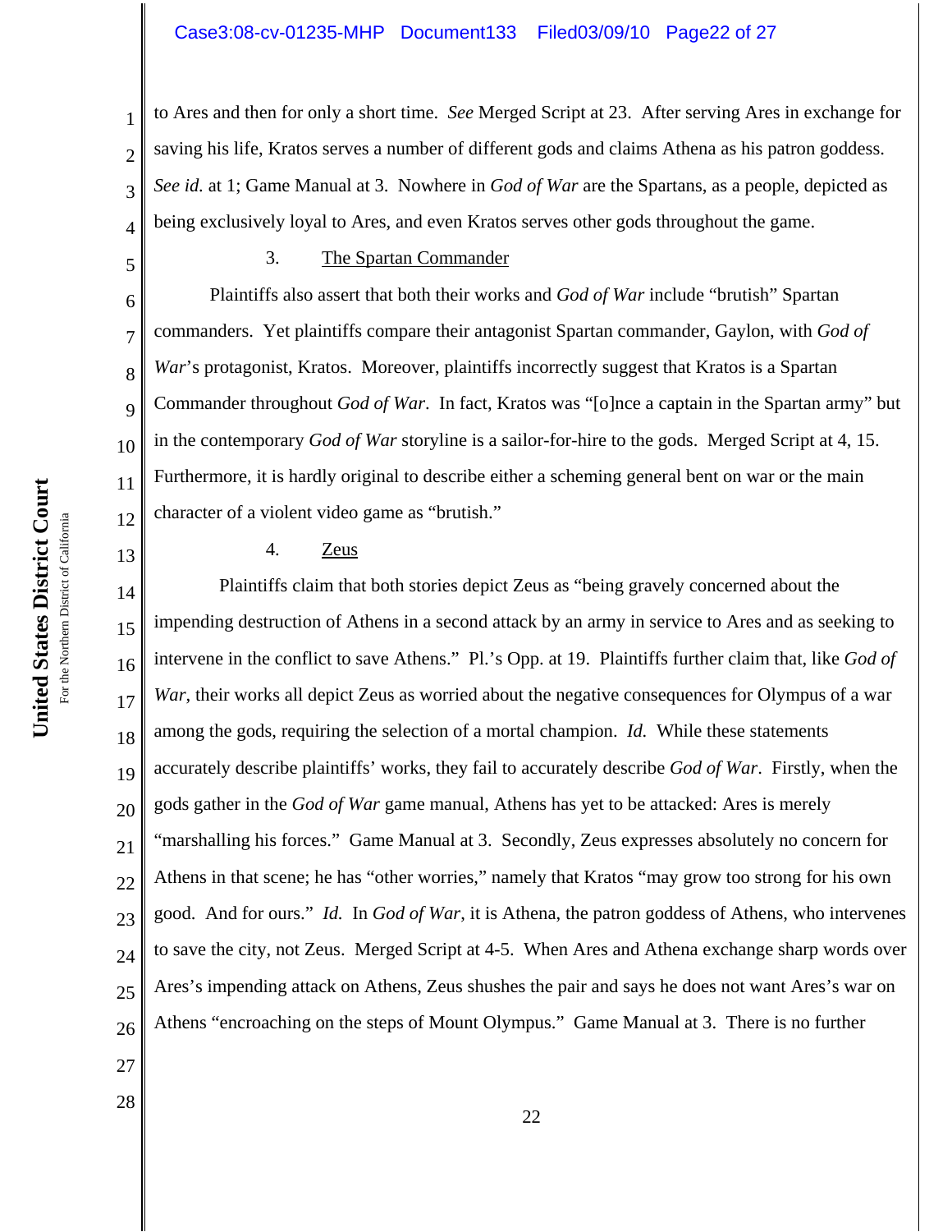to Ares and then for only a short time. *See* Merged Script at 23. After serving Ares in exchange for saving his life, Kratos serves a number of different gods and claims Athena as his patron goddess. *See id.* at 1; Game Manual at 3. Nowhere in *God of War* are the Spartans, as a people, depicted as being exclusively loyal to Ares, and even Kratos serves other gods throughout the game.

3. <u>The Spartan Commander</u>

Plaintiffs also assert that both their works and *God of War* include "brutish" Spartan commanders. Yet plaintiffs compare their antagonist Spartan commander, Gaylon, with *God of War*'s protagonist, Kratos. Moreover, plaintiffs incorrectly suggest that Kratos is a Spartan Commander throughout *God of War*. In fact, Kratos was "[o]nce a captain in the Spartan army" but in the contemporary *God of War* storyline is a sailor-for-hire to the gods. Merged Script at 4, 15. Furthermore, it is hardly original to describe either a scheming general bent on war or the main character of a violent video game as "brutish."

4. <u>Zeus</u>

Plaintiffs claim that both stories depict Zeus as "being gravely concerned about the impending destruction of Athens in a second attack by an army in service to Ares and as seeking to intervene in the conflict to save Athens." Pl.'s Opp. at 19. Plaintiffs further claim that, like *God of War*, their works all depict Zeus as worried about the negative consequences for Olympus of a war among the gods, requiring the selection of a mortal champion. *Id.* While these statements accurately describe plaintiffs' works, they fail to accurately describe *God of War*. Firstly, when the gods gather in the *God of War* game manual, Athens has yet to be attacked: Ares is merely "marshalling his forces." Game Manual at 3. Secondly, Zeus expresses absolutely no concern for Athens in that scene; he has "other worries," namely that Kratos "may grow too strong for his own good. And for ours." *Id.* In *God of War*, it is Athena, the patron goddess of Athens, who intervenes to save the city, not Zeus. Merged Script at 4-5. When Ares and Athena exchange sharp words over Ares's impending attack on Athens, Zeus shushes the pair and says he does not want Ares's war on Athens "encroaching on the steps of Mount Olympus." Game Manual at 3. There is no further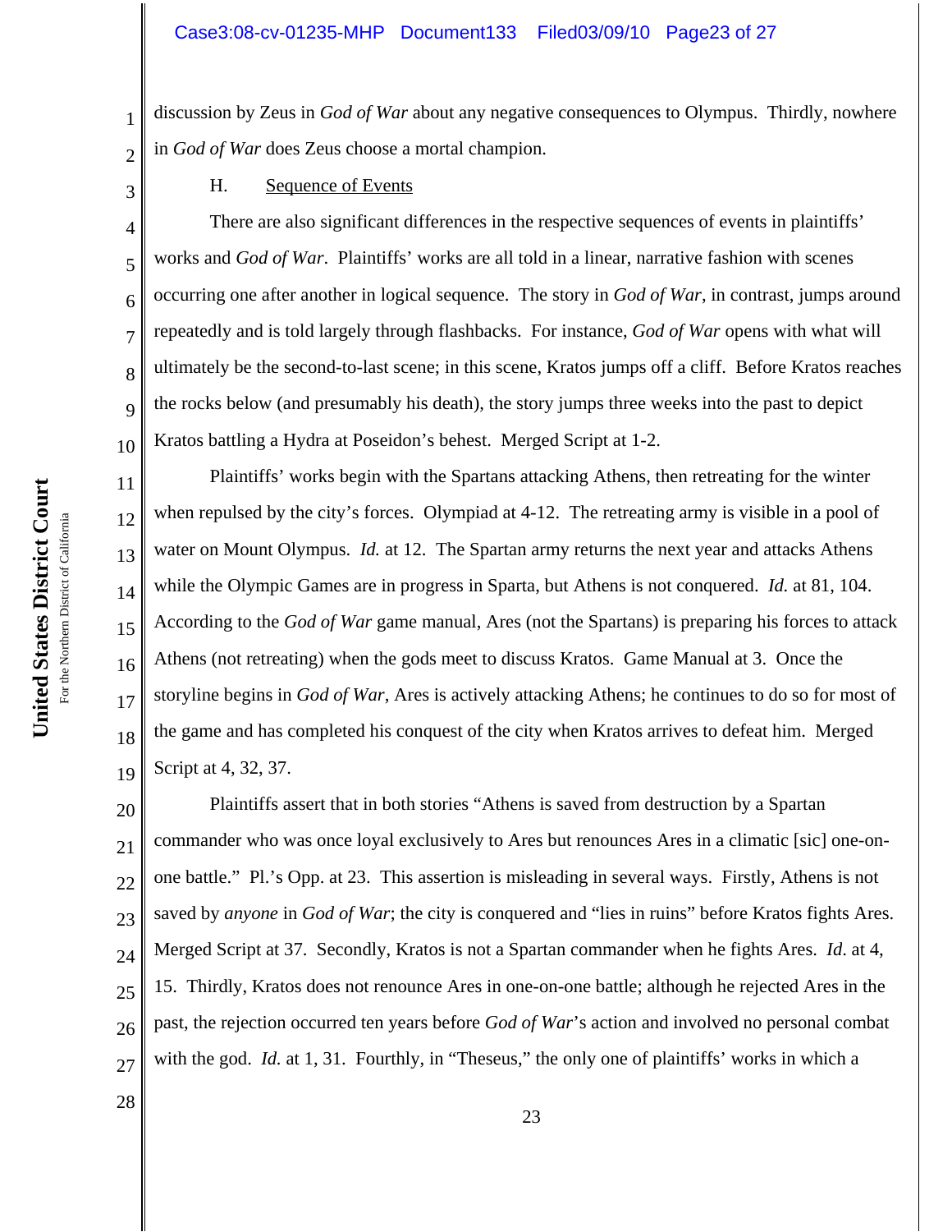discussion by Zeus in *God of War* about any negative consequences to Olympus. Thirdly, nowhere in *God of War* does Zeus choose a mortal champion.

H. Sequence of Events

There are also significant differences in the respective sequences of events in plaintiffs' works and *God of War*. Plaintiffs' works are all told in a linear, narrative fashion with scenes occurring one after another in logical sequence. The story in *God of War*, in contrast, jumps around repeatedly and is told largely through flashbacks. For instance, *God of War* opens with what will ultimately be the second-to-last scene; in this scene, Kratos jumps off a cliff. Before Kratos reaches the rocks below (and presumably his death), the story jumps three weeks into the past to depict Kratos battling a Hydra at Poseidon's behest. Merged Script at 1-2.

Plaintiffs' works begin with the Spartans attacking Athens, then retreating for the winter when repulsed by the city's forces. Olympiad at 4-12. The retreating army is visible in a pool of water on Mount Olympus. *Id.* at 12. The Spartan army returns the next year and attacks Athens while the Olympic Games are in progress in Sparta, but Athens is not conquered. *Id.* at 81, 104. According to the *God of War* game manual, Ares (not the Spartans) is preparing his forces to attack Athens (not retreating) when the gods meet to discuss Kratos. Game Manual at 3. Once the storyline begins in *God of War*, Ares is actively attacking Athens; he continues to do so for most of the game and has completed his conquest of the city when Kratos arrives to defeat him. Merged Script at 4, 32, 37.

Plaintiffs assert that in both stories "Athens is saved from destruction by a Spartan commander who was once loyal exclusively to Ares but renounces Ares in a climatic [sic] one-on-one battle." Pl.'s Opp. at 23. This assertion is misleading in several ways. Firstly, Athens is not saved by *anyone* in *God of War*; the city is conquered and "lies in ruins" before Kratos fights Ares. Merged Script at 37. Secondly, Kratos is not a Spartan commander when he fights Ares. *Id.* at 4, 15. Thirdly, Kratos does not renounce Ares in one-on-one battle; although he rejected Ares in the past, the rejection occurred ten years before *God of War*'s action and involved no personal combat with the god. *Id.* at 1, 31. Fourthly, in "Theseus," the only one of plaintiffs' works in which a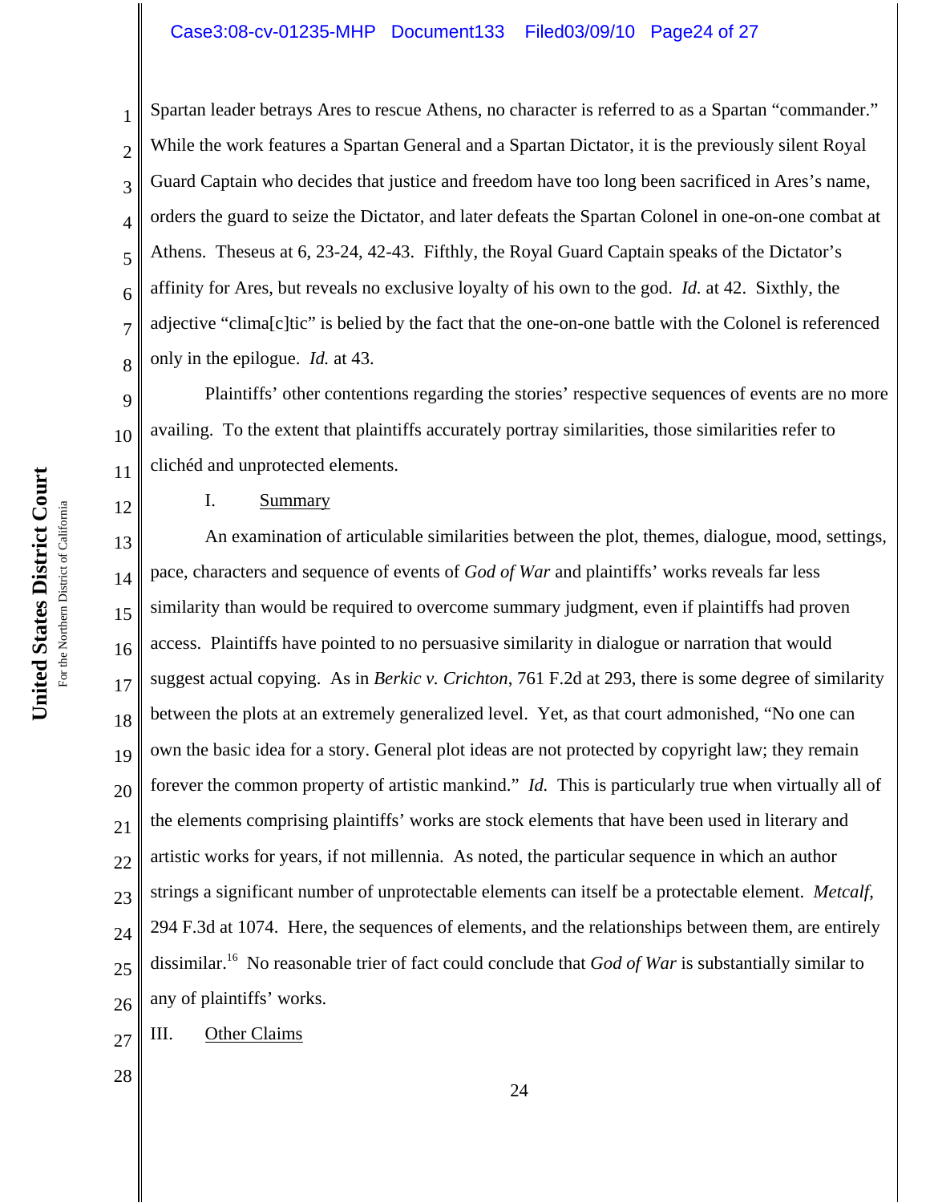Spartan leader betrays Ares to rescue Athens, no character is referred to as a Spartan "commander." While the work features a Spartan General and a Spartan Dictator, it is the previously silent Royal Guard Captain who decides that justice and freedom have too long been sacrificed in Ares's name, orders the guard to seize the Dictator, and later defeats the Spartan Colonel in one-on-one combat at Athens. Theseus at 6, 23-24, 42-43. Fifthly, the Royal Guard Captain speaks of the Dictator's affinity for Ares, but reveals no exclusive loyalty of his own to the god. *Id.* at 42. Sixthly, the adjective "clima[c]tic" is belied by the fact that the one-on-one battle with the Colonel is referenced only in the epilogue. *Id.* at 43.

Plaintiffs' other contentions regarding the stories' respective sequences of events are no more availing. To the extent that plaintiffs accurately portray similarities, those similarities refer to clichéd and unprotected elements.

I. Summary

An examination of articulable similarities between the plot, themes, dialogue, mood, settings, pace, characters and sequence of events of *God of War* and plaintiffs' works reveals far less similarity than would be required to overcome summary judgment, even if plaintiffs had proven access. Plaintiffs have pointed to no persuasive similarity in dialogue or narration that would suggest actual copying. As in *Berkic v. Crichton*, 761 F.2d at 293, there is some degree of similarity between the plots at an extremely generalized level. Yet, as that court admonished, "No one can own the basic idea for a story. General plot ideas are not protected by copyright law; they remain forever the common property of artistic mankind." *Id.* This is particularly true when virtually all of the elements comprising plaintiffs' works are stock elements that have been used in literary and artistic works for years, if not millennia. As noted, the particular sequence in which an author strings a significant number of unprotectable elements can itself be a protectable element. *Metcalf*, 294 F.3d at 1074. Here, the sequences of elements, and the relationships between them, are entirely dissimilar.[16] No reasonable trier of fact could conclude that *God of War* is substantially similar to any of plaintiffs' works.

III. Other Claims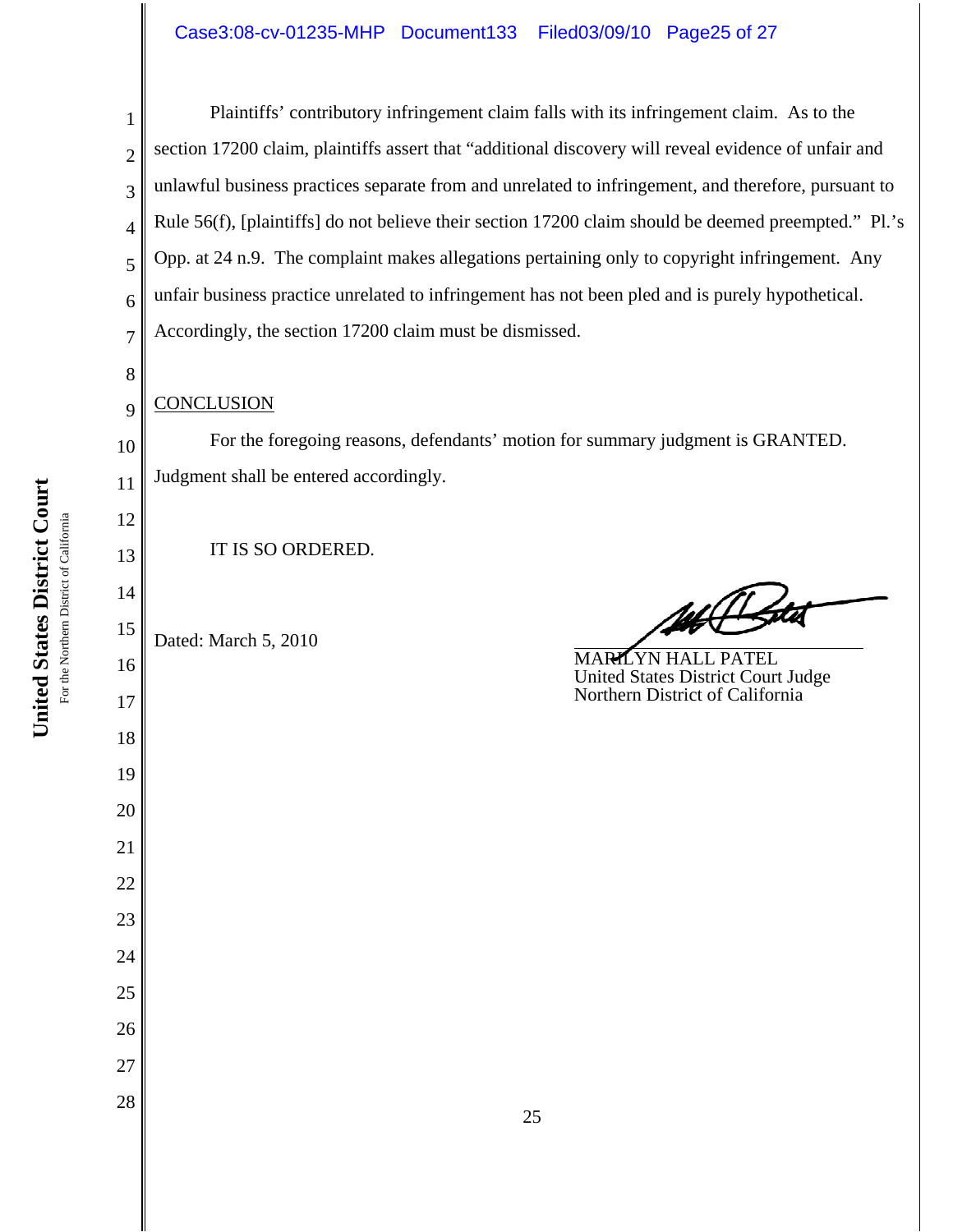Plaintiffs' contributory infringement claim falls with its infringement claim. As to the section 17200 claim, plaintiffs assert that "additional discovery will reveal evidence of unfair and unlawful business practices separate from and unrelated to infringement, and therefore, pursuant to Rule 56(f), [plaintiffs] do not believe their section 17200 claim should be deemed preempted." Pl.'s Opp. at 24 n.9. The complaint makes allegations pertaining only to copyright infringement. Any unfair business practice unrelated to infringement has not been pled and is purely hypothetical. Accordingly, the section 17200 claim must be dismissed.

CONCLUSION

For the foregoing reasons, defendants' motion for summary judgment is GRANTED. Judgment shall be entered accordingly.

IT IS SO ORDERED.

Dated: March 5, 2010

MARILYN HALL PATEL
United States District Court Judge
Northern District of California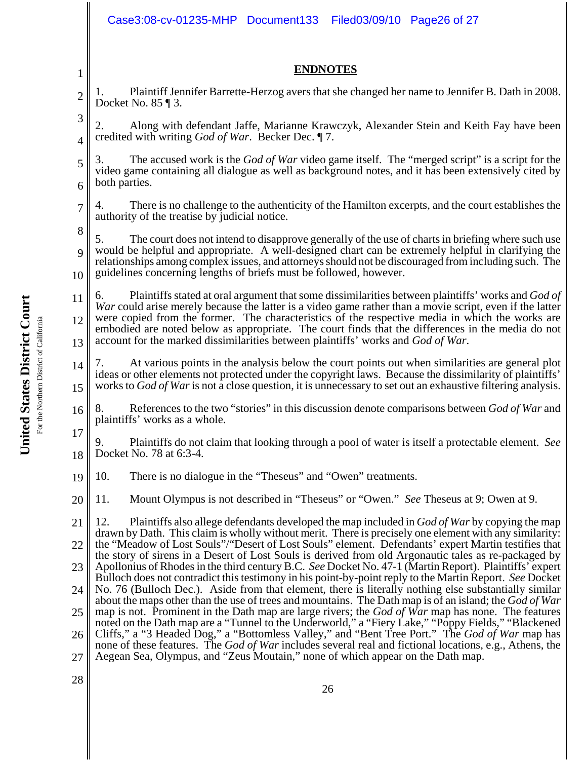## ENDNOTES

1. Plaintiff Jennifer Barrette-Herzog avers that she changed her name to Jennifer B. Dath in 2008. Docket No. 85 ¶ 3.

2. Along with defendant Jaffe, Marianne Krawczyk, Alexander Stein and Keith Fay have been credited with writing *God of War*. Becker Dec. ¶ 7.

3. The accused work is the *God of War* video game itself. The "merged script" is a script for the video game containing all dialogue as well as background notes, and it has been extensively cited by both parties.

4. There is no challenge to the authenticity of the Hamilton excerpts, and the court establishes the authority of the treatise by judicial notice.

5. The court does not intend to disapprove generally of the use of charts in briefing where such use would be helpful and appropriate. A well-designed chart can be extremely helpful in clarifying the relationships among complex issues, and attorneys should not be discouraged from including such. The guidelines concerning lengths of briefs must be followed, however.

6. Plaintiffs stated at oral argument that some dissimilarities between plaintiffs' works and *God of War* could arise merely because the latter is a video game rather than a movie script, even if the latter were copied from the former. The characteristics of the respective media in which the works are embodied are noted below as appropriate. The court finds that the differences in the media do not account for the marked dissimilarities between plaintiffs' works and *God of War*.

7. At various points in the analysis below the court points out when similarities are general plot ideas or other elements not protected under the copyright laws. Because the dissimilarity of plaintiffs' works to *God of War* is not a close question, it is unnecessary to set out an exhaustive filtering analysis.

8. References to the two "stories" in this discussion denote comparisons between *God of War* and plaintiffs' works as a whole.

9. Plaintiffs do not claim that looking through a pool of water is itself a protectable element. *See* Docket No. 78 at 6:3-4.

10. There is no dialogue in the "Theseus" and "Owen" treatments.

11. Mount Olympus is not described in "Theseus" or "Owen." *See* Theseus at 9; Owen at 9.

12. Plaintiffs also allege defendants developed the map included in *God of War* by copying the map drawn by Dath. This claim is wholly without merit. There is precisely one element with any similarity: the "Meadow of Lost Souls"/"Desert of Lost Souls" element. Defendants' expert Martin testifies that the story of sirens in a Desert of Lost Souls is derived from old Argonautic tales as re-packaged by Apollonius of Rhodes in the third century B.C. *See* Docket No. 47-1 (Martin Report). Plaintiffs' expert Bulloch does not contradict this testimony in his point-by-point reply to the Martin Report. *See* Docket No. 76 (Bulloch Dec.). Aside from that element, there is literally nothing else substantially similar about the maps other than the use of trees and mountains. The Dath map is of an island; the *God of War* map is not. Prominent in the Dath map are large rivers; the *God of War* map has none. The features noted on the Dath map are a "Tunnel to the Underworld," a "Fiery Lake," "Poppy Fields," "Blackened Cliffs," a "3 Headed Dog," a "Bottomless Valley," and "Bent Tree Port." The *God of War* map has none of these features. The *God of War* includes several real and fictional locations, e.g., Athens, the Aegean Sea, Olympus, and "Zeus Moutain," none of which appear on the Dath map.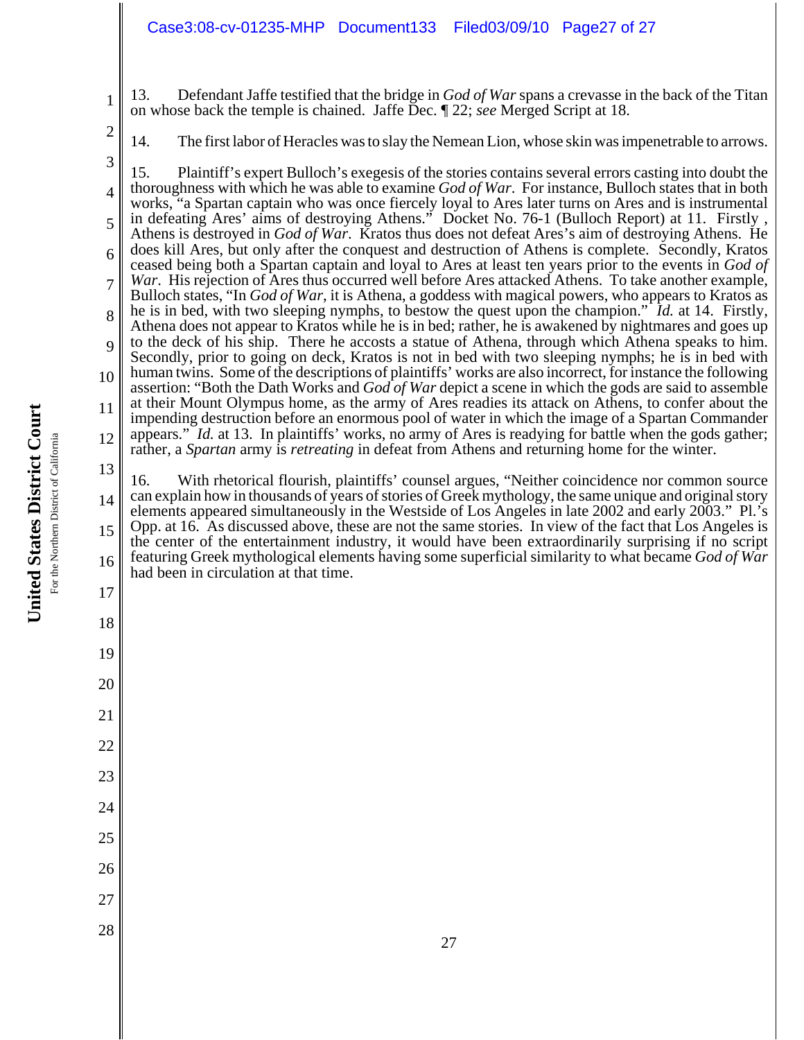13. Defendant Jaffe testified that the bridge in *God of War* spans a crevasse in the back of the Titan on whose back the temple is chained. Jaffe Dec. ¶ 22; *see* Merged Script at 18.

14. The first labor of Heracles was to slay the Nemean Lion, whose skin was impenetrable to arrows.

15. Plaintiff's expert Bulloch's exegesis of the stories contains several errors casting into doubt the thoroughness with which he was able to examine *God of War*. For instance, Bulloch states that in both works, "a Spartan captain who was once fiercely loyal to Ares later turns on Ares and is instrumental in defeating Ares' aims of destroying Athens." Docket No. 76-1 (Bulloch Report) at 11. Firstly , Athens is destroyed in *God of War*. Kratos thus does not defeat Ares's aim of destroying Athens. He does kill Ares, but only after the conquest and destruction of Athens is complete. Secondly, Kratos ceased being both a Spartan captain and loyal to Ares at least ten years prior to the events in *God of War*. His rejection of Ares thus occurred well before Ares attacked Athens. To take another example, Bulloch states, "In *God of War*, it is Athena, a goddess with magical powers, who appears to Kratos as he is in bed, with two sleeping nymphs, to bestow the quest upon the champion." *Id.* at 14. Firstly, Athena does not appear to Kratos while he is in bed; rather, he is awakened by nightmares and goes up to the deck of his ship. There he accosts a statue of Athena, through which Athena speaks to him. Secondly, prior to going on deck, Kratos is not in bed with two sleeping nymphs; he is in bed with human twins. Some of the descriptions of plaintiffs' works are also incorrect, for instance the following assertion: "Both the Dath Works and *God of War* depict a scene in which the gods are said to assemble at their Mount Olympus home, as the army of Ares readies its attack on Athens, to confer about the impending destruction before an enormous pool of water in which the image of a Spartan Commander appears." *Id.* at 13. In plaintiffs' works, no army of Ares is readying for battle when the gods gather; rather, a *Spartan* army is *retreating* in defeat from Athens and returning home for the winter.

16. With rhetorical flourish, plaintiffs' counsel argues, "Neither coincidence nor common source can explain how in thousands of years of stories of Greek mythology, the same unique and original story elements appeared simultaneously in the Westside of Los Angeles in late 2002 and early 2003." Pl.'s Opp. at 16. As discussed above, these are not the same stories. In view of the fact that Los Angeles is the center of the entertainment industry, it would have been extraordinarily surprising if no script featuring Greek mythological elements having some superficial similarity to what became *God of War* had been in circulation at that time.